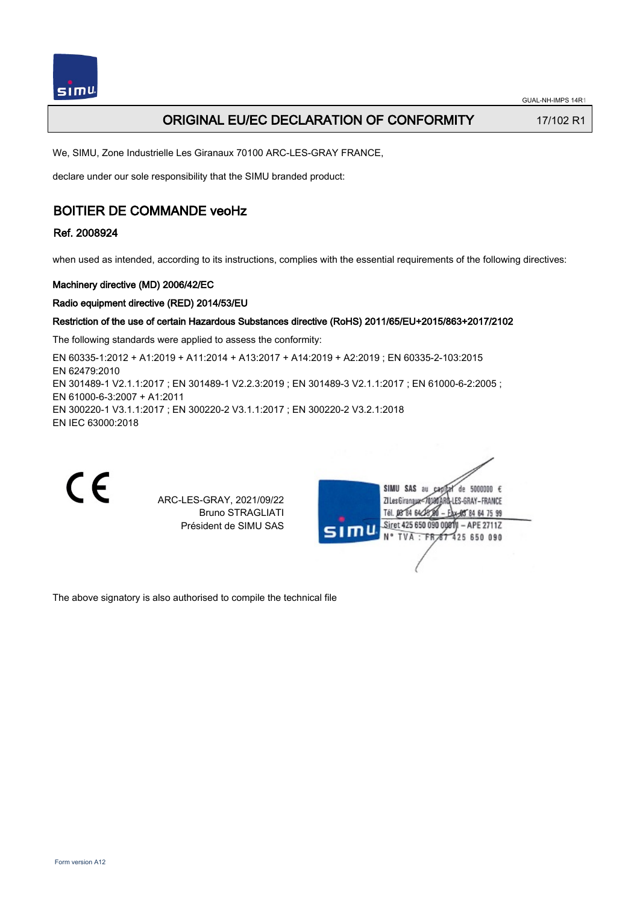# ORIGINAL EU/EC DECLARATION OF CONFORMITY

17/102 R1

We, SIMU, Zone Industrielle Les Giranaux 70100 ARC-LES-GRAY FRANCE,

declare under our sole responsibility that the SIMU branded product:

## BOITIER DE COMMANDE veoHz

### Ref. 2008924

when used as intended, according to its instructions, complies with the essential requirements of the following directives:

**Machinery directive (MD) 2006/42/EC**

**Radio equipment directive (RED) 2014/53/EU**

**Restriction of the use of certain Hazardous Substances directive (RoHS) 2011/65/EU+2015/863+2017/2102**

The following standards were applied to assess the conformity:

EN 60335-1:2012 + A1:2019 + A11:2014 + A13:2017 + A14:2019 + A2:2019 ; EN 60335-2-103:2015
EN 62479:2010
EN 301489-1 V2.1.1:2017 ; EN 301489-1 V2.2.3:2019 ; EN 301489-3 V2.1.1:2017 ; EN 61000-6-2:2005 ;
EN 61000-6-3:2007 + A1:2011
EN 300220-1 V3.1.1:2017 ; EN 300220-2 V3.1.1:2017 ; EN 300220-2 V3.2.1:2018
EN IEC 63000:2018

CE

ARC-LES-GRAY, 2021/09/22
Bruno STRAGLIATI
Président de SIMU SAS

SIMU SAS au capital de 5000000 €
ZI Les Giranaux 70100 ARC-LES-GRAY-FRANCE
Tél. 03 84 64 75 00 – Fax 03 84 64 75 99
Siret 425 650 090 00011 – APE 2711Z
N° TVA : FR 87 425 650 090

The above signatory is also authorised to compile the technical file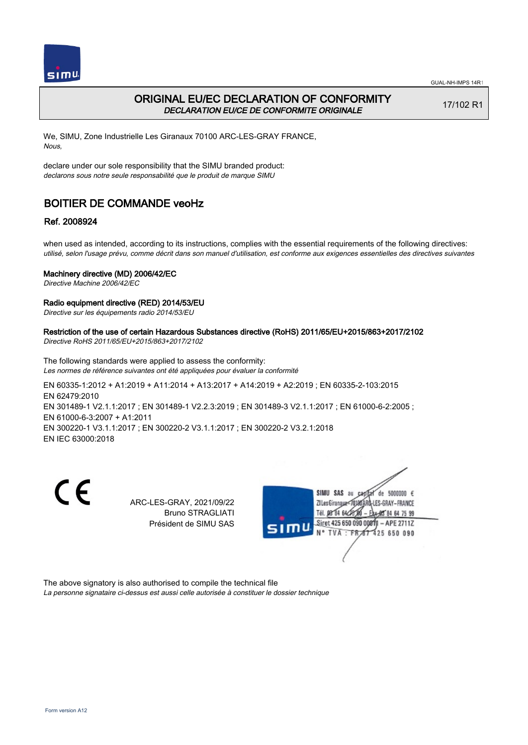# ORIGINAL EU/EC DECLARATION OF CONFORMITY
*DECLARATION EU/CE DE CONFORMITE ORIGINALE*

17/102 R1

We, SIMU, Zone Industrielle Les Giranaux 70100 ARC-LES-GRAY FRANCE,
*Nous,*

declare under our sole responsibility that the SIMU branded product:
*declarons sous notre seule responsabilité que le produit de marque SIMU*

## BOITIER DE COMMANDE veoHz

### Ref. 2008924

when used as intended, according to its instructions, complies with the essential requirements of the following directives:
*utilisé, selon l'usage prévu, comme décrit dans son manuel d'utilisation, est conforme aux exigences essentielles des directives suivantes*

**Machinery directive (MD) 2006/42/EC**
*Directive Machine 2006/42/EC*

**Radio equipment directive (RED) 2014/53/EU**
*Directive sur les équipements radio 2014/53/EU*

**Restriction of the use of certain Hazardous Substances directive (RoHS) 2011/65/EU+2015/863+2017/2102**
*Directive RoHS 2011/65/EU+2015/863+2017/2102*

The following standards were applied to assess the conformity:
*Les normes de référence suivantes ont été appliquées pour évaluer la conformité*

EN 60335-1:2012 + A1:2019 + A11:2014 + A13:2017 + A14:2019 + A2:2019 ; EN 60335-2-103:2015
EN 62479:2010
EN 301489-1 V2.1.1:2017 ; EN 301489-1 V2.2.3:2019 ; EN 301489-3 V2.1.1:2017 ; EN 61000-6-2:2005 ;
EN 61000-6-3:2007 + A1:2011
EN 300220-1 V3.1.1:2017 ; EN 300220-2 V3.1.1:2017 ; EN 300220-2 V3.2.1:2018
EN IEC 63000:2018

ARC-LES-GRAY, 2021/09/22
Bruno STRAGLIATI
Président de SIMU SAS

SIMU SAS au capital de 5000000 €
ZI Les Giranaux 70100 ARC-LES-GRAY-FRANCE
Tél. 03 84 64 75 00 – Fax 03 84 64 75 99
Siret 425 650 090 00811 – APE 2711Z
N° TVA : FR 67 425 650 090

The above signatory is also authorised to compile the technical file
*La personne signataire ci-dessus est aussi celle autorisée à constituer le dossier technique*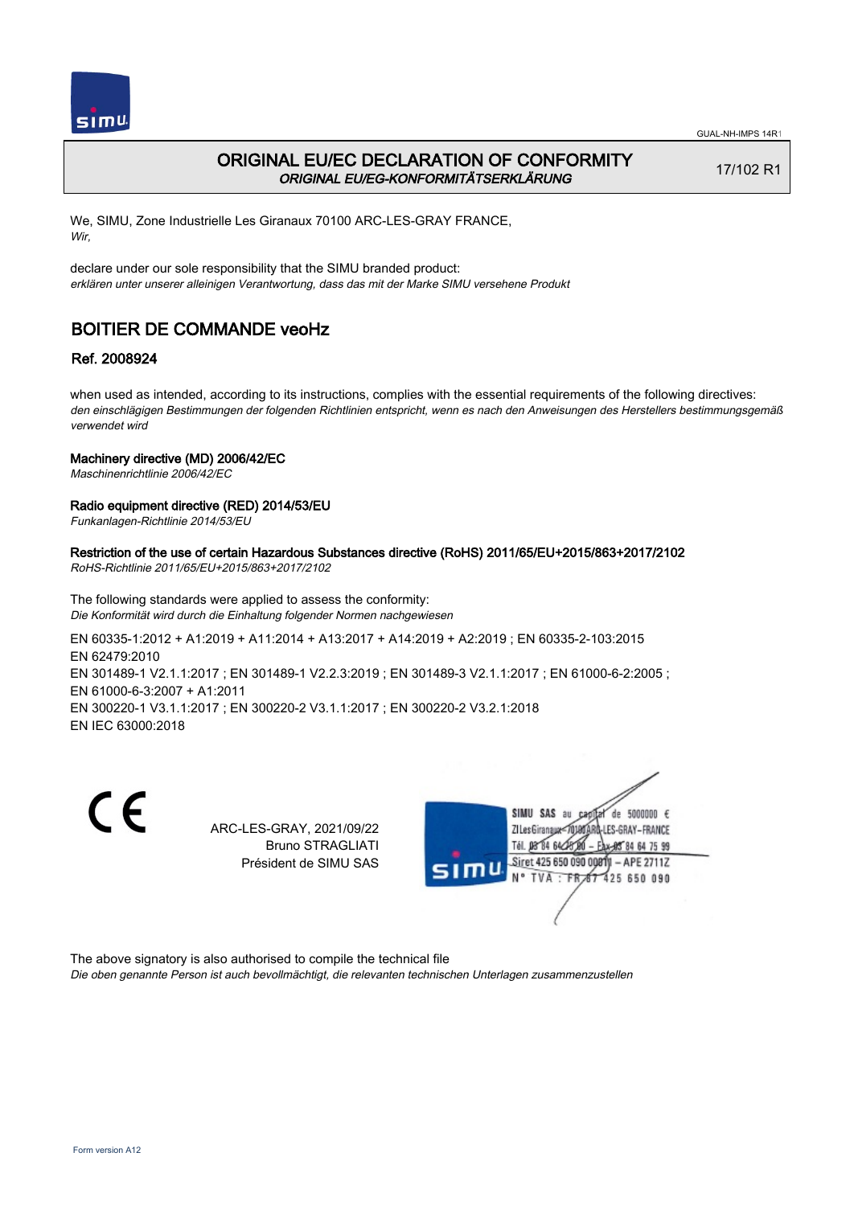GUAL-NH-IMPS 14R1

# ORIGINAL EU/EC DECLARATION OF CONFORMITY
*ORIGINAL EU/EG-KONFORMITÄTSERKLÄRUNG*

17/102 R1

We, SIMU, Zone Industrielle Les Giranaux 70100 ARC-LES-GRAY FRANCE,
*Wir,*

declare under our sole responsibility that the SIMU branded product:
*erklären unter unserer alleinigen Verantwortung, dass das mit der Marke SIMU versehene Produkt*

## BOITIER DE COMMANDE veoHz

### Ref. 2008924

when used as intended, according to its instructions, complies with the essential requirements of the following directives:
*den einschlägigen Bestimmungen der folgenden Richtlinien entspricht, wenn es nach den Anweisungen des Herstellers bestimmungsgemäß verwendet wird*

**Machinery directive (MD) 2006/42/EC**
*Maschinenrichtlinie 2006/42/EC*

**Radio equipment directive (RED) 2014/53/EU**
*Funkanlagen-Richtlinie 2014/53/EU*

**Restriction of the use of certain Hazardous Substances directive (RoHS) 2011/65/EU+2015/863+2017/2102**
*RoHS-Richtlinie 2011/65/EU+2015/863+2017/2102*

The following standards were applied to assess the conformity:
*Die Konformität wird durch die Einhaltung folgender Normen nachgewiesen*

EN 60335-1:2012 + A1:2019 + A11:2014 + A13:2017 + A14:2019 + A2:2019 ; EN 60335-2-103:2015
EN 62479:2010
EN 301489-1 V2.1.1:2017 ; EN 301489-1 V2.2.3:2019 ; EN 301489-3 V2.1.1:2017 ; EN 61000-6-2:2005 ;
EN 61000-6-3:2007 + A1:2011
EN 300220-1 V3.1.1:2017 ; EN 300220-2 V3.1.1:2017 ; EN 300220-2 V3.2.1:2018
EN IEC 63000:2018

CE

ARC-LES-GRAY, 2021/09/22
Bruno STRAGLIATI
Président de SIMU SAS

SIMU SAS au capital de 5000000 €
ZI Les Giranaux 70100 ARC-LES-GRAY-FRANCE
Tél. 03 84 64 75 00 – Fax 03 84 64 75 99
Siret 425 650 090 00011 – APE 2711Z
N° TVA : FR 87 425 650 090

The above signatory is also authorised to compile the technical file
*Die oben genannte Person ist auch bevollmächtigt, die relevanten technischen Unterlagen zusammenzustellen*

Form version A12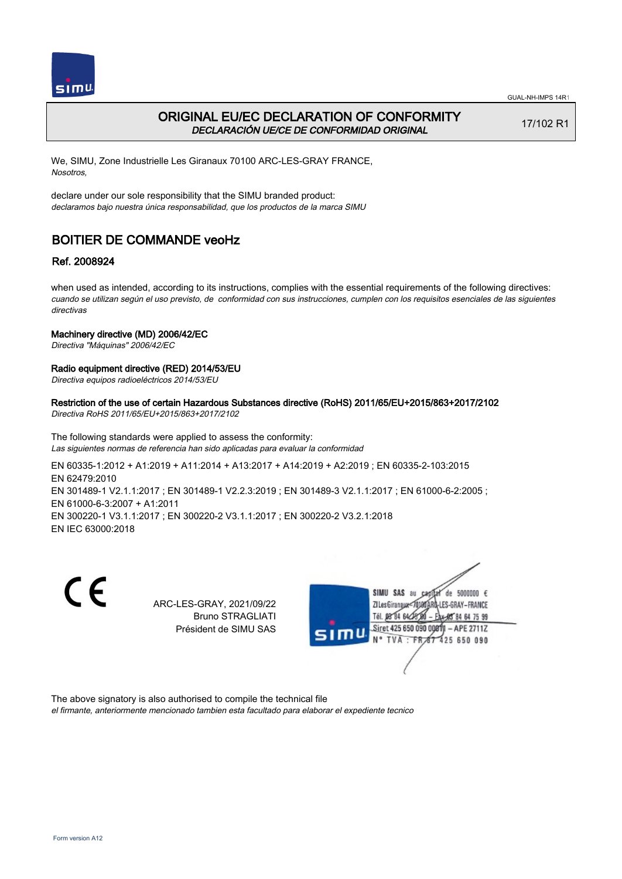# ORIGINAL EU/EC DECLARATION OF CONFORMITY
*DECLARACIÓN UE/CE DE CONFORMIDAD ORIGINAL*

17/102 R1

We, SIMU, Zone Industrielle Les Giranaux 70100 ARC-LES-GRAY FRANCE,
*Nosotros,*

declare under our sole responsibility that the SIMU branded product:
*declaramos bajo nuestra única responsabilidad, que los productos de la marca SIMU*

## BOITIER DE COMMANDE veoHz

### Ref. 2008924

when used as intended, according to its instructions, complies with the essential requirements of the following directives:
*cuando se utilizan según el uso previsto, de conformidad con sus instrucciones, cumplen con los requisitos esenciales de las siguientes directivas*

**Machinery directive (MD) 2006/42/EC**
*Directiva "Máquinas" 2006/42/EC*

**Radio equipment directive (RED) 2014/53/EU**
*Directiva equipos radioeléctricos 2014/53/EU*

**Restriction of the use of certain Hazardous Substances directive (RoHS) 2011/65/EU+2015/863+2017/2102**
*Directiva RoHS 2011/65/EU+2015/863+2017/2102*

The following standards were applied to assess the conformity:
*Las siguientes normas de referencia han sido aplicadas para evaluar la conformidad*

EN 60335-1:2012 + A1:2019 + A11:2014 + A13:2017 + A14:2019 + A2:2019 ; EN 60335-2-103:2015
EN 62479:2010
EN 301489-1 V2.1.1:2017 ; EN 301489-1 V2.2.3:2019 ; EN 301489-3 V2.1.1:2017 ; EN 61000-6-2:2005 ;
EN 61000-6-3:2007 + A1:2011
EN 300220-1 V3.1.1:2017 ; EN 300220-2 V3.1.1:2017 ; EN 300220-2 V3.2.1:2018
EN IEC 63000:2018

CE

ARC-LES-GRAY, 2021/09/22
Bruno STRAGLIATI
Président de SIMU SAS

SIMU SAS au capital de 5000000 €
ZI Les Giranaux 70100 ARC-LES-GRAY–FRANCE
Tél. 03 84 64 75 00 – Fax 03 84 64 75 99
Siret 425 650 090 00011 – APE 2711Z
N° TVA : FR 87 425 650 090

The above signatory is also authorised to compile the technical file
*el firmante, anteriormente mencionado tambien esta facultado para elaborar el expediente tecnico*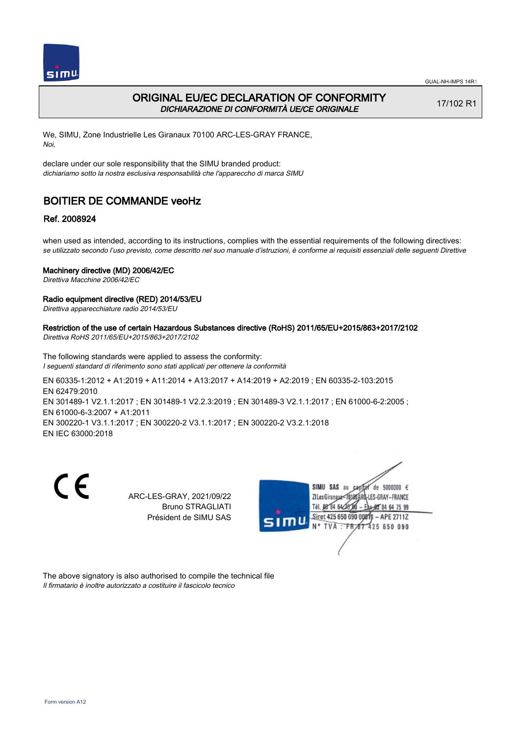# ORIGINAL EU/EC DECLARATION OF CONFORMITY

*DICHIARAZIONE DI CONFORMITÀ UE/CE ORIGINALE*

17/102 R1

We, SIMU, Zone Industrielle Les Giranaux 70100 ARC-LES-GRAY FRANCE,
*Noi,*

declare under our sole responsibility that the SIMU branded product:
*dichiariamo sotto la nostra esclusiva responsabilità che l'apparecchio di marca SIMU*

## BOITIER DE COMMANDE veoHz

### Ref. 2008924

when used as intended, according to its instructions, complies with the essential requirements of the following directives:
*se utilizzato secondo l'uso previsto, come descritto nel suo manuale d'istruzioni, è conforme ai requisiti essenziali delle seguenti Direttive*

**Machinery directive (MD) 2006/42/EC**
*Direttiva Macchine 2006/42/EC*

**Radio equipment directive (RED) 2014/53/EU**
*Direttiva apparecchiature radio 2014/53/EU*

**Restriction of the use of certain Hazardous Substances directive (RoHS) 2011/65/EU+2015/863+2017/2102**
*Direttiva RoHS 2011/65/EU+2015/863+2017/2102*

The following standards were applied to assess the conformity:
*I seguenti standard di riferimento sono stati applicati per ottenere la conformità*

EN 60335-1:2012 + A1:2019 + A11:2014 + A13:2017 + A14:2019 + A2:2019 ; EN 60335-2-103:2015
EN 62479:2010
EN 301489-1 V2.1.1:2017 ; EN 301489-1 V2.2.3:2019 ; EN 301489-3 V2.1.1:2017 ; EN 61000-6-2:2005 ;
EN 61000-6-3:2007 + A1:2011
EN 300220-1 V3.1.1:2017 ; EN 300220-2 V3.1.1:2017 ; EN 300220-2 V3.2.1:2018
EN IEC 63000:2018

ARC-LES-GRAY, 2021/09/22
Bruno STRAGLIATI
Président de SIMU SAS

SIMU SAS au capital de 5000000 €
ZI Les Giranaux 70100 ARC-LES-GRAY-FRANCE
Tél. 03 84 64 75 00 – Fax 03 84 64 75 99
Siret 425 650 090 00011 – APE 2711Z
N° TVA : FR 87 425 650 090

The above signatory is also authorised to compile the technical file
*Il firmatario è inoltre autorizzato a costituire il fascicolo tecnico*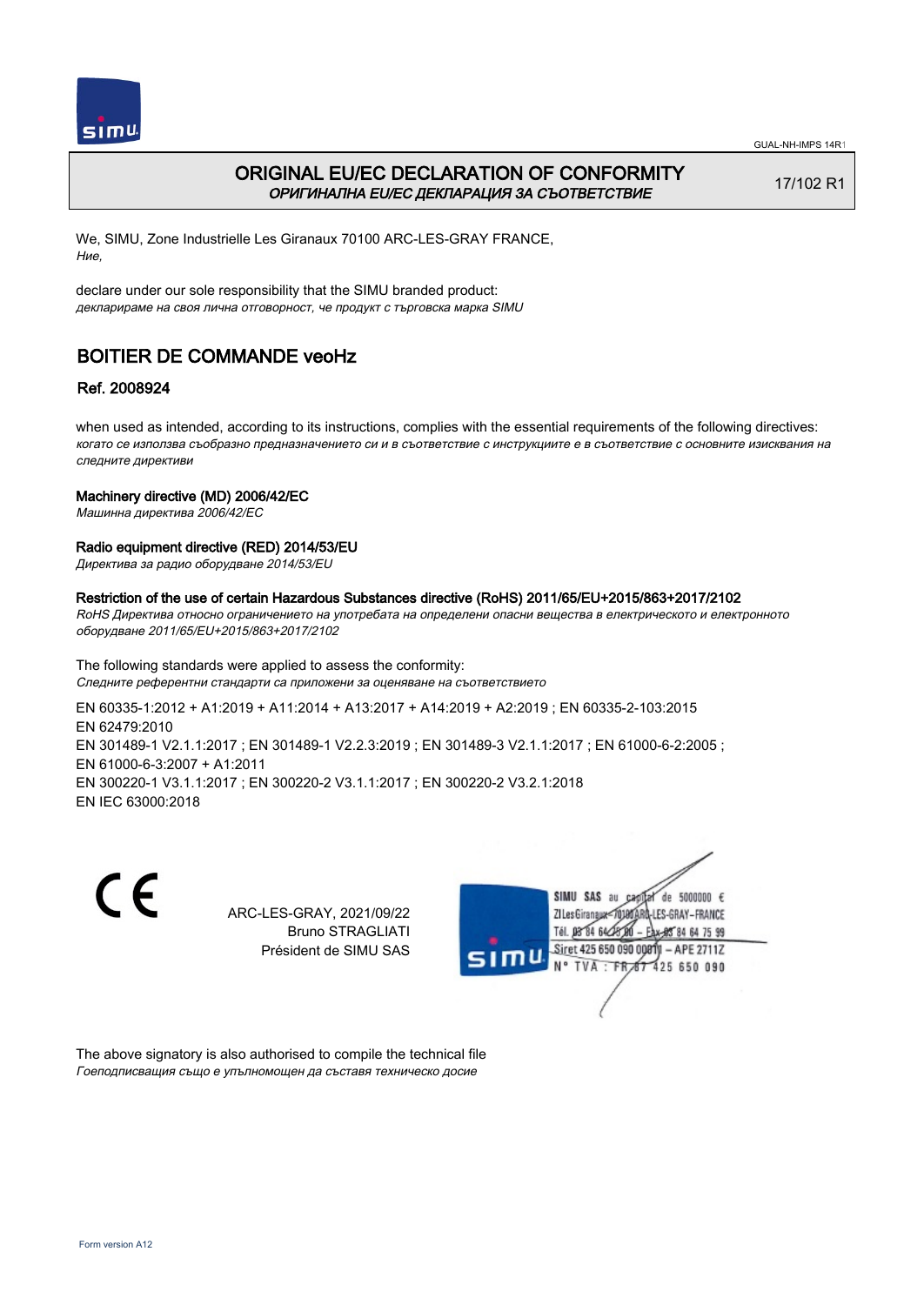GUAL-NH-IMPS 14R1

# ORIGINAL EU/EC DECLARATION OF CONFORMITY

*ОРИГИНАЛНА EU/EC ДЕКЛАРАЦИЯ ЗА СЪОТВЕТСТВИЕ*

17/102 R1

We, SIMU, Zone Industrielle Les Giranaux 70100 ARC-LES-GRAY FRANCE,
*Ние,*

declare under our sole responsibility that the SIMU branded product:
*декларираме на своя лична отговорност, че продукт с търговска марка SIMU*

## BOITIER DE COMMANDE veoHz

### Ref. 2008924

when used as intended, according to its instructions, complies with the essential requirements of the following directives:
*когато се използва съобразно предназначението си и в съответствие с инструкциите е в съответствие с основните изисквания на следните директиви*

**Machinery directive (MD) 2006/42/EC**
*Машинна директива 2006/42/EC*

**Radio equipment directive (RED) 2014/53/EU**
*Директива за радио оборудване 2014/53/EU*

**Restriction of the use of certain Hazardous Substances directive (RoHS) 2011/65/EU+2015/863+2017/2102**
*RoHS Директива относно ограничението на употребата на определени опасни вещества в електрическото и електронното оборудване 2011/65/EU+2015/863+2017/2102*

The following standards were applied to assess the conformity:
*Следните референтни стандарти са приложени за оценяване на съответствието*

EN 60335-1:2012 + A1:2019 + A11:2014 + A13:2017 + A14:2019 + A2:2019 ; EN 60335-2-103:2015
EN 62479:2010
EN 301489-1 V2.1.1:2017 ; EN 301489-1 V2.2.3:2019 ; EN 301489-3 V2.1.1:2017 ; EN 61000-6-2:2005 ;
EN 61000-6-3:2007 + A1:2011
EN 300220-1 V3.1.1:2017 ; EN 300220-2 V3.1.1:2017 ; EN 300220-2 V3.2.1:2018
EN IEC 63000:2018

ARC-LES-GRAY, 2021/09/22
Bruno STRAGLIATI
Président de SIMU SAS

SIMU SAS au capital de 5000000 €
ZI Les Giranaux 70100 ARC-LES-GRAY-FRANCE
Tél. 03 84 64 75 00 – Fax 03 84 64 75 99
Siret 425 650 090 00011 – APE 2711Z
N° TVA : FR 87 425 650 090

The above signatory is also authorised to compile the technical file
*Гоеподписващия също е упълномощен да съставя техническо досие*

Form version A12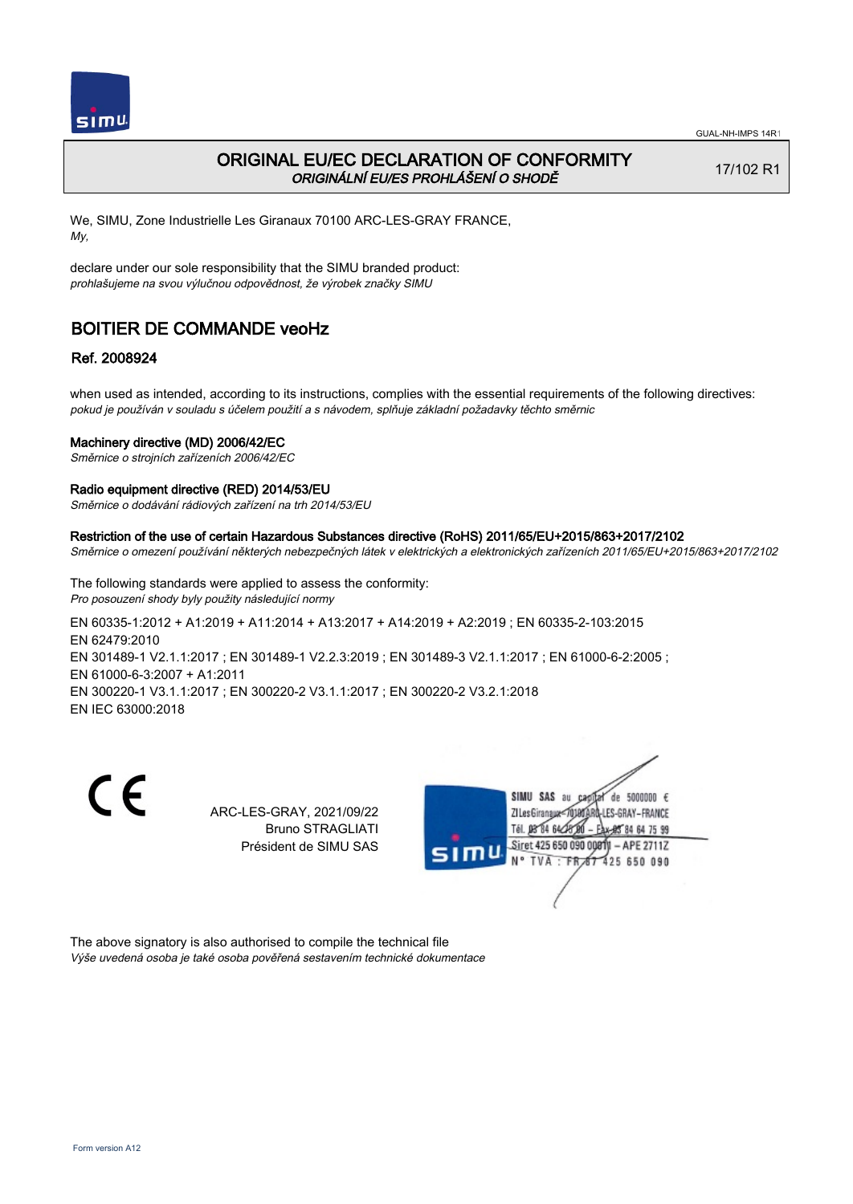GUAL-NH-IMPS 14R1

# ORIGINAL EU/EC DECLARATION OF CONFORMITY

*ORIGINÁLNÍ EU/ES PROHLÁŠENÍ O SHODĚ*

17/102 R1

We, SIMU, Zone Industrielle Les Giranaux 70100 ARC-LES-GRAY FRANCE,
*My,*

declare under our sole responsibility that the SIMU branded product:
*prohlašujeme na svou výlučnou odpovědnost, že výrobek značky SIMU*

## BOITIER DE COMMANDE veoHz

### Ref. 2008924

when used as intended, according to its instructions, complies with the essential requirements of the following directives:
*pokud je používán v souladu s účelem použití a s návodem, splňuje základní požadavky těchto směrnic*

**Machinery directive (MD) 2006/42/EC**
*Směrnice o strojních zařízeních 2006/42/EC*

**Radio equipment directive (RED) 2014/53/EU**
*Směrnice o dodávání rádiových zařízení na trh 2014/53/EU*

**Restriction of the use of certain Hazardous Substances directive (RoHS) 2011/65/EU+2015/863+2017/2102**
*Směrnice o omezení používání některých nebezpečných látek v elektrických a elektronických zařízeních 2011/65/EU+2015/863+2017/2102*

The following standards were applied to assess the conformity:
*Pro posouzení shody byly použity následující normy*

EN 60335-1:2012 + A1:2019 + A11:2014 + A13:2017 + A14:2019 + A2:2019 ; EN 60335-2-103:2015
EN 62479:2010
EN 301489-1 V2.1.1:2017 ; EN 301489-1 V2.2.3:2019 ; EN 301489-3 V2.1.1:2017 ; EN 61000-6-2:2005 ;
EN 61000-6-3:2007 + A1:2011
EN 300220-1 V3.1.1:2017 ; EN 300220-2 V3.1.1:2017 ; EN 300220-2 V3.2.1:2018
EN IEC 63000:2018

CE

ARC-LES-GRAY, 2021/09/22
Bruno STRAGLIATI
Président de SIMU SAS

SIMU SAS au capital de 5000000 €
ZI Les Giranaux 70100 ARC-LES-GRAY-FRANCE
Tél. 03 84 64 75 00 – Fax 03 84 64 75 99
Siret 425 650 090 00811 – APE 2711Z
N° TVA : FR 87 425 650 090

The above signatory is also authorised to compile the technical file
*Výše uvedená osoba je také osoba pověřená sestavením technické dokumentace*

Form version A12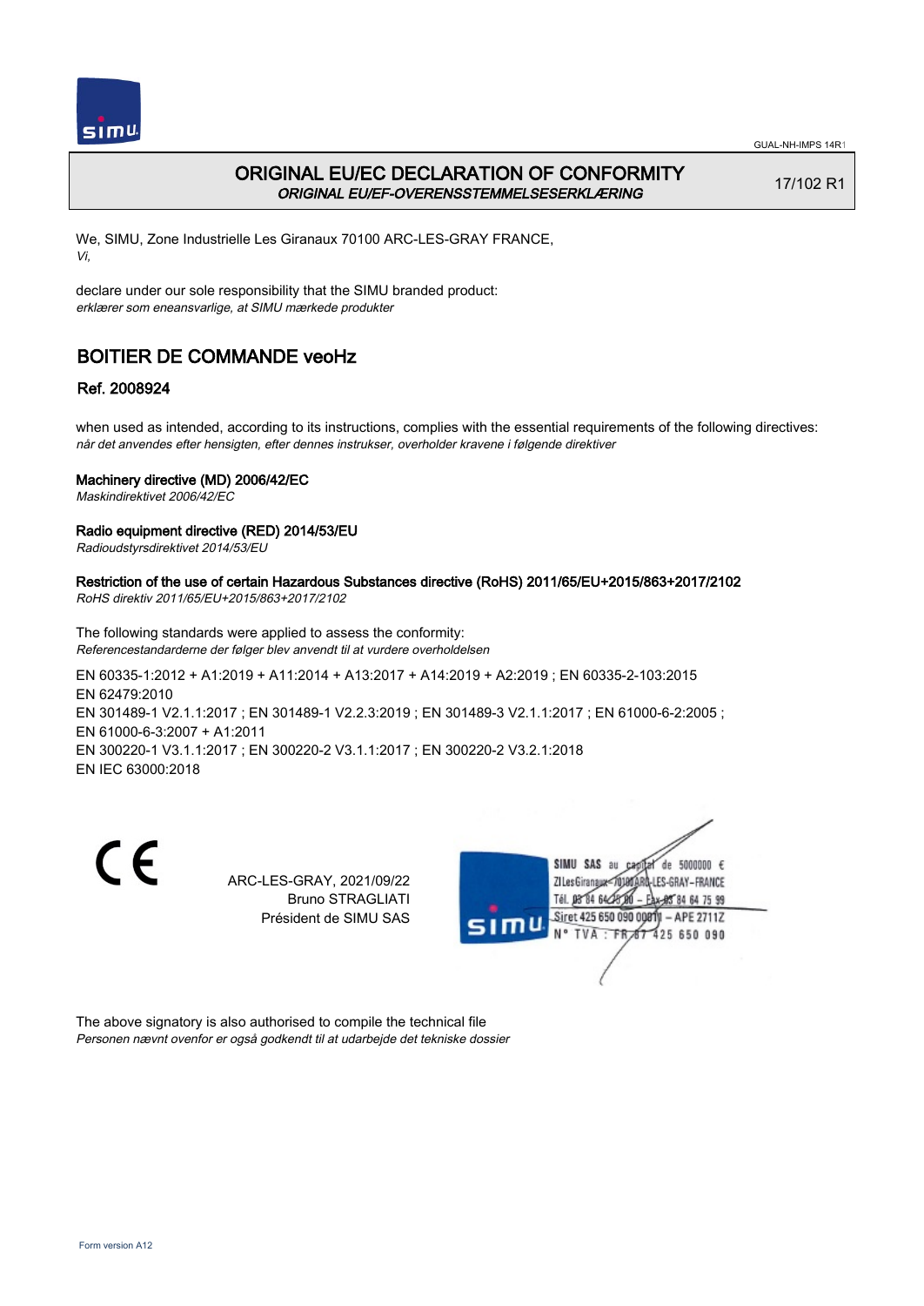# ORIGINAL EU/EC DECLARATION OF CONFORMITY

*ORIGINAL EU/EF-OVERENSSTEMMELSESERKLÆRING*

17/102 R1

We, SIMU, Zone Industrielle Les Giranaux 70100 ARC-LES-GRAY FRANCE,
*Vi,*

declare under our sole responsibility that the SIMU branded product:
*erklærer som eneansvarlige, at SIMU mærkede produkter*

## BOITIER DE COMMANDE veoHz

### Ref. 2008924

when used as intended, according to its instructions, complies with the essential requirements of the following directives:
*når det anvendes efter hensigten, efter dennes instrukser, overholder kravene i følgende direktiver*

**Machinery directive (MD) 2006/42/EC**
*Maskindirektivet 2006/42/EC*

**Radio equipment directive (RED) 2014/53/EU**
*Radioudstyrsdirektivet 2014/53/EU*

**Restriction of the use of certain Hazardous Substances directive (RoHS) 2011/65/EU+2015/863+2017/2102**
*RoHS direktiv 2011/65/EU+2015/863+2017/2102*

The following standards were applied to assess the conformity:
*Referencestandarderne der følger blev anvendt til at vurdere overholdelsen*

EN 60335-1:2012 + A1:2019 + A11:2014 + A13:2017 + A14:2019 + A2:2019 ; EN 60335-2-103:2015
EN 62479:2010
EN 301489-1 V2.1.1:2017 ; EN 301489-1 V2.2.3:2019 ; EN 301489-3 V2.1.1:2017 ; EN 61000-6-2:2005 ;
EN 61000-6-3:2007 + A1:2011
EN 300220-1 V3.1.1:2017 ; EN 300220-2 V3.1.1:2017 ; EN 300220-2 V3.2.1:2018
EN IEC 63000:2018

CE

ARC-LES-GRAY, 2021/09/22
Bruno STRAGLIATI
Président de SIMU SAS

SIMU SAS au capital de 5000000 €
ZI Les Giranaux 70100 ARC-LES-GRAY-FRANCE
Tél. 03 84 64 75 00 – Fax 03 84 64 75 99
Siret 425 650 090 00011 – APE 2711Z
N° TVA : FR 87 425 650 090

The above signatory is also authorised to compile the technical file
*Personen nævnt ovenfor er også godkendt til at udarbejde det tekniske dossier*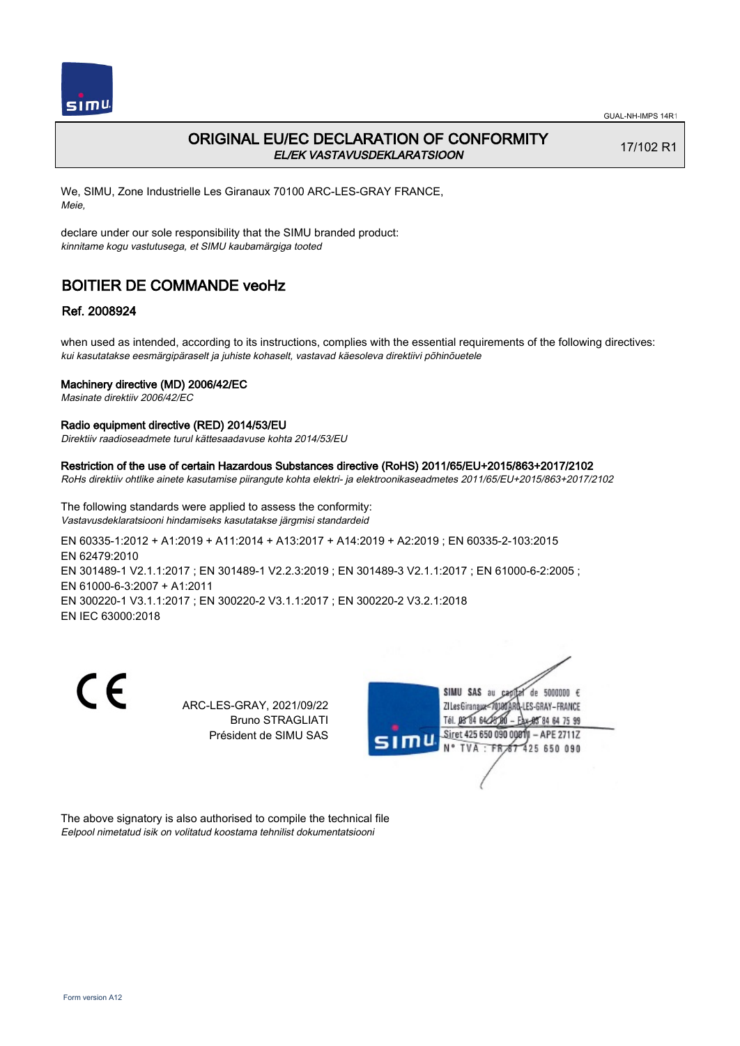# ORIGINAL EU/EC DECLARATION OF CONFORMITY
*EL/EK VASTAVUSDEKLARATSIOON*

17/102 R1

We, SIMU, Zone Industrielle Les Giranaux 70100 ARC-LES-GRAY FRANCE,
*Meie,*

declare under our sole responsibility that the SIMU branded product:
*kinnitame kogu vastutusega, et SIMU kaubamärgiga tooted*

## BOITIER DE COMMANDE veoHz

### Ref. 2008924

when used as intended, according to its instructions, complies with the essential requirements of the following directives:
*kui kasutatakse eesmärgipäraselt ja juhiste kohaselt, vastavad käesoleva direktiivi põhinõuetele*

**Machinery directive (MD) 2006/42/EC**
*Masinate direktiiv 2006/42/EC*

**Radio equipment directive (RED) 2014/53/EU**
*Direktiiv raadioseadmete turul kättesaadavuse kohta 2014/53/EU*

**Restriction of the use of certain Hazardous Substances directive (RoHS) 2011/65/EU+2015/863+2017/2102**
*RoHs direktiiv ohtlike ainete kasutamise piirangute kohta elektri- ja elektroonikaseadmetes 2011/65/EU+2015/863+2017/2102*

The following standards were applied to assess the conformity:
*Vastavusdeklaratsiooni hindamiseks kasutatakse järgmisi standardeid*

EN 60335-1:2012 + A1:2019 + A11:2014 + A13:2017 + A14:2019 + A2:2019 ; EN 60335-2-103:2015
EN 62479:2010
EN 301489-1 V2.1.1:2017 ; EN 301489-1 V2.2.3:2019 ; EN 301489-3 V2.1.1:2017 ; EN 61000-6-2:2005 ;
EN 61000-6-3:2007 + A1:2011
EN 300220-1 V3.1.1:2017 ; EN 300220-2 V3.1.1:2017 ; EN 300220-2 V3.2.1:2018
EN IEC 63000:2018

ARC-LES-GRAY, 2021/09/22
Bruno STRAGLIATI
Président de SIMU SAS

SIMU SAS au capital de 5000000 €
ZI Les Giranaux 70100 ARC-LES-GRAY-FRANCE
Tél. 03 84 64 75 00 – Fax 03 84 64 75 99
Siret 425 650 090 00011 – APE 2711Z
N° TVA : FR 87 425 650 090

The above signatory is also authorised to compile the technical file
*Eelpool nimetatud isik on volitatud koostama tehnilist dokumentatsiooni*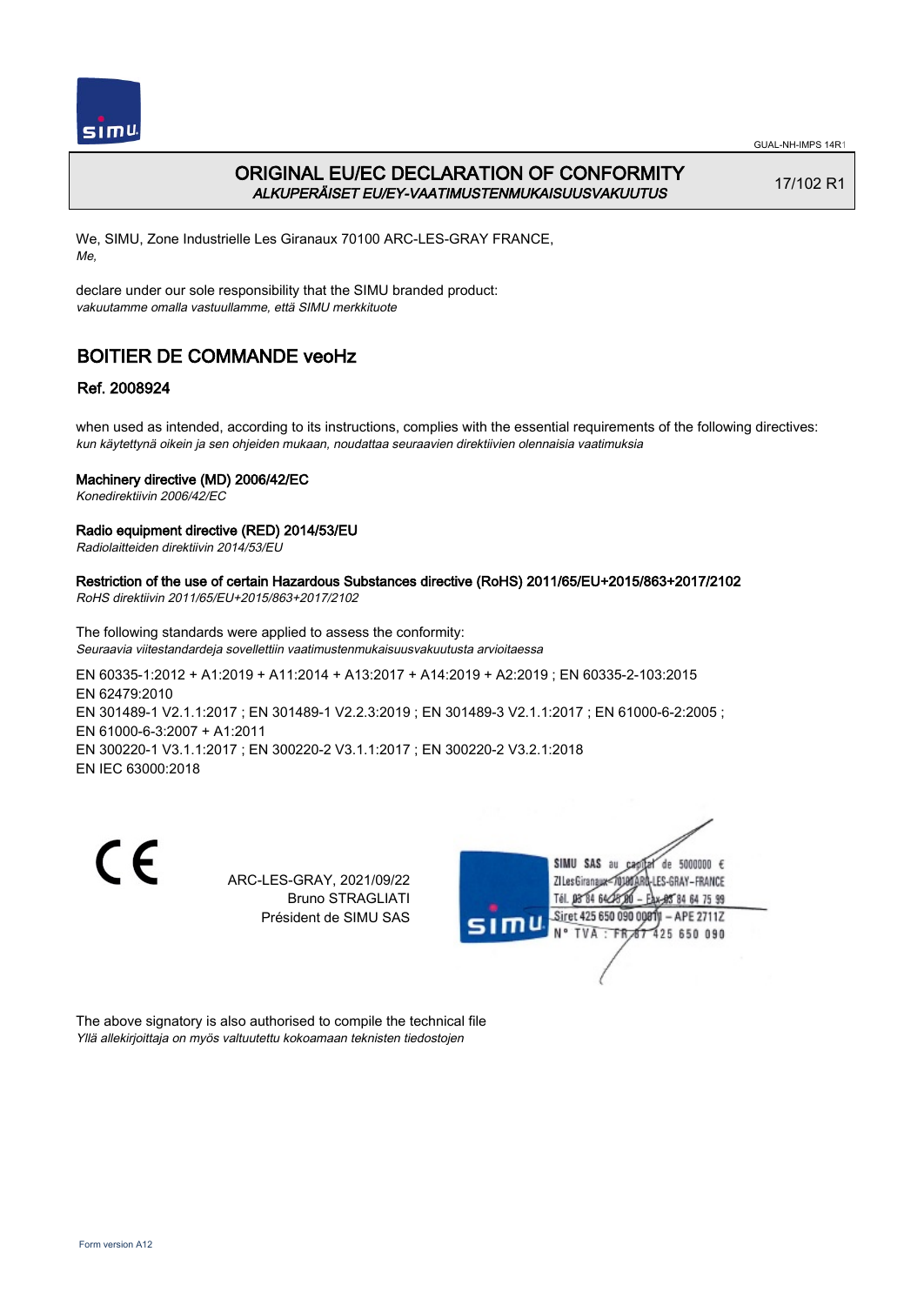# ORIGINAL EU/EC DECLARATION OF CONFORMITY
*ALKUPERÄISET EU/EY-VAATIMUSTENMUKAISUUSVAKUUTUS*

17/102 R1

We, SIMU, Zone Industrielle Les Giranaux 70100 ARC-LES-GRAY FRANCE,
*Me,*

declare under our sole responsibility that the SIMU branded product:
*vakuutamme omalla vastuullamme, että SIMU merkkituote*

## BOITIER DE COMMANDE veoHz

### Ref. 2008924

when used as intended, according to its instructions, complies with the essential requirements of the following directives:
*kun käytettynä oikein ja sen ohjeiden mukaan, noudattaa seuraavien direktiivien olennaisia vaatimuksia*

**Machinery directive (MD) 2006/42/EC**
*Konedirektiivin 2006/42/EC*

**Radio equipment directive (RED) 2014/53/EU**
*Radiolaitteiden direktiivin 2014/53/EU*

**Restriction of the use of certain Hazardous Substances directive (RoHS) 2011/65/EU+2015/863+2017/2102**
*RoHS direktiivin 2011/65/EU+2015/863+2017/2102*

The following standards were applied to assess the conformity:
*Seuraavia viitestandardeja sovellettiin vaatimustenmukaisuusvakuutusta arvioitaessa*

EN 60335-1:2012 + A1:2019 + A11:2014 + A13:2017 + A14:2019 + A2:2019 ; EN 60335-2-103:2015
EN 62479:2010
EN 301489-1 V2.1.1:2017 ; EN 301489-1 V2.2.3:2019 ; EN 301489-3 V2.1.1:2017 ; EN 61000-6-2:2005 ;
EN 61000-6-3:2007 + A1:2011
EN 300220-1 V3.1.1:2017 ; EN 300220-2 V3.1.1:2017 ; EN 300220-2 V3.2.1:2018
EN IEC 63000:2018

ARC-LES-GRAY, 2021/09/22
Bruno STRAGLIATI
Président de SIMU SAS

SIMU SAS au capital de 5000000 €
ZI Les Giranaux 70100 ARC-LES-GRAY-FRANCE
Tél. 03 84 64 75 00 – Fax 03 84 64 75 99
Siret 425 650 090 00811 – APE 2711Z
N° TVA : FR 87 425 650 090

The above signatory is also authorised to compile the technical file
*Yllä allekirjoittaja on myös valtuutettu kokoamaan teknisten tiedostojen*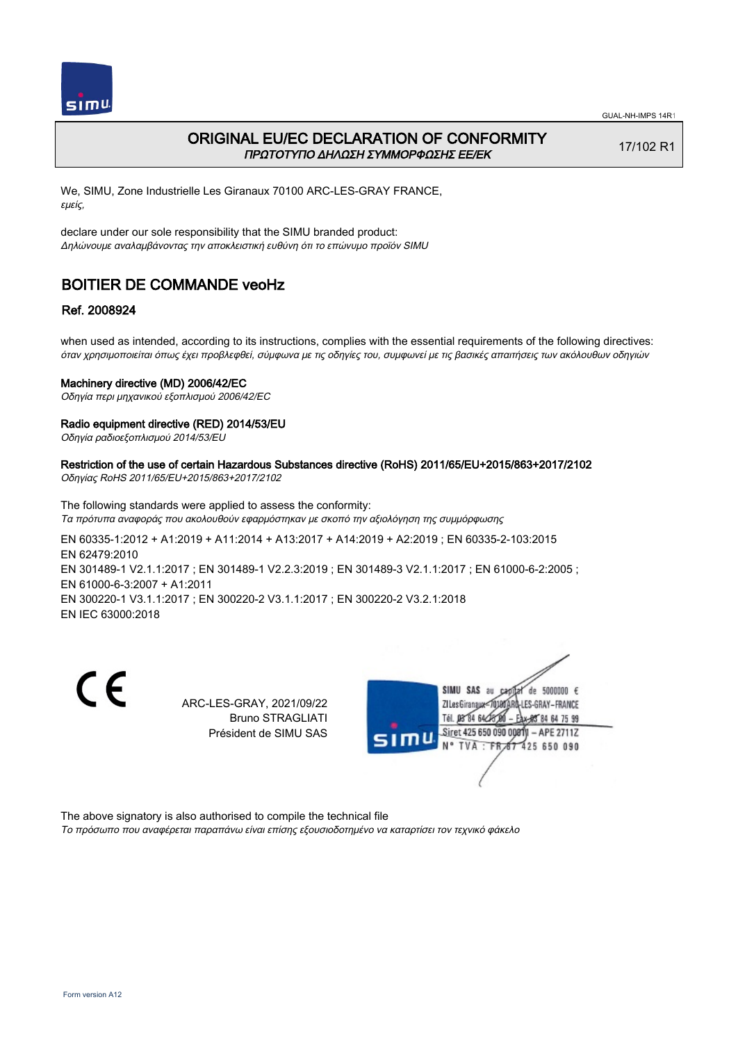# ORIGINAL EU/EC DECLARATION OF CONFORMITY

*ΠΡΩΤΟΤΥΠΟ ΔΗΛΩΣΗ ΣΥΜΜΟΡΦΩΣΗΣ ΕΕ/ΕΚ*

17/102 R1

We, SIMU, Zone Industrielle Les Giranaux 70100 ARC-LES-GRAY FRANCE,
*εμείς,*

declare under our sole responsibility that the SIMU branded product:
*Δηλώνουμε αναλαμβάνοντας την αποκλειστική ευθύνη ότι το επώνυμο προϊόν SIMU*

## BOITIER DE COMMANDE veoHz

### Ref. 2008924

when used as intended, according to its instructions, complies with the essential requirements of the following directives:
*όταν χρησιμοποιείται όπως έχει προβλεφθεί, σύμφωνα με τις οδηγίες του, συμφωνεί με τις βασικές απαιτήσεις των ακόλουθων οδηγιών*

**Machinery directive (MD) 2006/42/EC**
*Οδηγία περι μηχανικού εξοπλισμού 2006/42/EC*

**Radio equipment directive (RED) 2014/53/EU**
*Οδηγία ραδιοεξοπλισμού 2014/53/EU*

**Restriction of the use of certain Hazardous Substances directive (RoHS) 2011/65/EU+2015/863+2017/2102**
*Οδηγίας RoHS 2011/65/EU+2015/863+2017/2102*

The following standards were applied to assess the conformity:
*Τα πρότυπα αναφοράς που ακολουθούν εφαρμόστηκαν με σκοπό την αξιολόγηση της συμμόρφωσης*

EN 60335-1:2012 + A1:2019 + A11:2014 + A13:2017 + A14:2019 + A2:2019 ; EN 60335-2-103:2015
EN 62479:2010
EN 301489-1 V2.1.1:2017 ; EN 301489-1 V2.2.3:2019 ; EN 301489-3 V2.1.1:2017 ; EN 61000-6-2:2005 ;
EN 61000-6-3:2007 + A1:2011
EN 300220-1 V3.1.1:2017 ; EN 300220-2 V3.1.1:2017 ; EN 300220-2 V3.2.1:2018
EN IEC 63000:2018

CE

ARC-LES-GRAY, 2021/09/22
Bruno STRAGLIATI
Président de SIMU SAS

SIMU SAS au capital de 5000000 €
ZI Les Giranaux 70100 ARC-LES-GRAY-FRANCE
Tél. 03 84 64 75 00 – Fax 03 84 64 75 99
Siret 425 650 090 00011 – APE 2711Z
N° TVA : FR 87 425 650 090

The above signatory is also authorised to compile the technical file
*Το πρόσωπο που αναφέρεται παραπάνω είναι επίσης εξουσιοδοτημένο να καρταρτίσει τον τεχνικό φάκελο*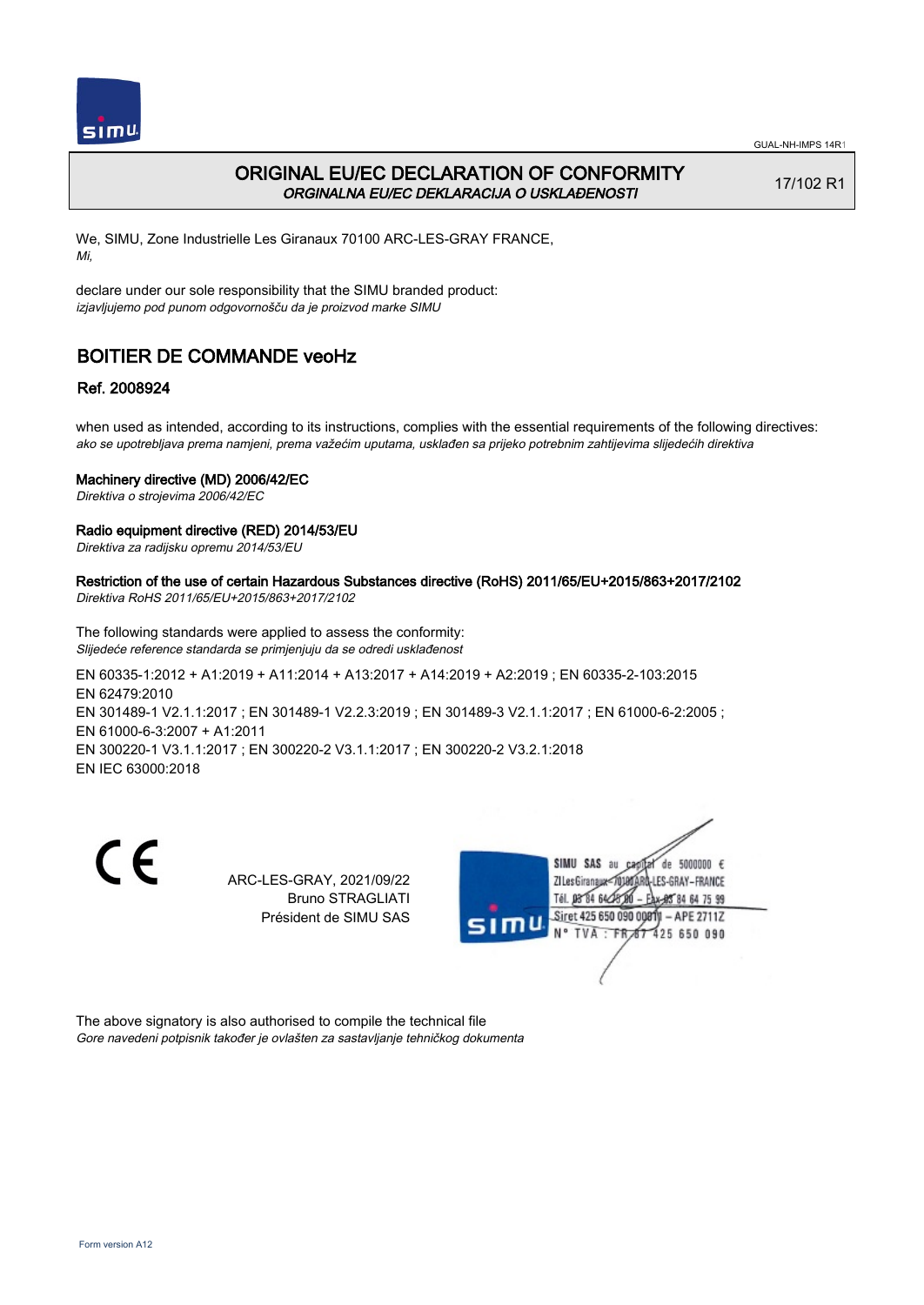GUAL-NH-IMPS 14R1

# ORIGINAL EU/EC DECLARATION OF CONFORMITY

*ORGINALNA EU/EC DEKLARACIJA O USKLAĐENOSTI*

17/102 R1

We, SIMU, Zone Industrielle Les Giranaux 70100 ARC-LES-GRAY FRANCE,
*Mi,*

declare under our sole responsibility that the SIMU branded product:
*izjavljujemo pod punom odgovornošču da je proizvod marke SIMU*

## BOITIER DE COMMANDE veoHz

### Ref. 2008924

when used as intended, according to its instructions, complies with the essential requirements of the following directives:
*ako se upotrebljava prema namjeni, prema važećim uputama, usklađen sa prijeko potrebnim zahtijevima slijedećih direktiva*

**Machinery directive (MD) 2006/42/EC**
*Direktiva o strojevima 2006/42/EC*

**Radio equipment directive (RED) 2014/53/EU**
*Direktiva za radijsku opremu 2014/53/EU*

**Restriction of the use of certain Hazardous Substances directive (RoHS) 2011/65/EU+2015/863+2017/2102**
*Direktiva RoHS 2011/65/EU+2015/863+2017/2102*

The following standards were applied to assess the conformity:
*Slijedeće reference standarda se primjenjuju da se odredi usklađenost*

EN 60335-1:2012 + A1:2019 + A11:2014 + A13:2017 + A14:2019 + A2:2019 ; EN 60335-2-103:2015
EN 62479:2010
EN 301489-1 V2.1.1:2017 ; EN 301489-1 V2.2.3:2019 ; EN 301489-3 V2.1.1:2017 ; EN 61000-6-2:2005 ;
EN 61000-6-3:2007 + A1:2011
EN 300220-1 V3.1.1:2017 ; EN 300220-2 V3.1.1:2017 ; EN 300220-2 V3.2.1:2018
EN IEC 63000:2018

CE

ARC-LES-GRAY, 2021/09/22
Bruno STRAGLIATI
Président de SIMU SAS

SIMU SAS au capital de 5000000 €
ZI Les Giranaux 70100 ARC-LES-GRAY-FRANCE
Tél. 03 84 64 75 00 – Fax 03 84 64 75 99
Siret 425 650 090 00011 – APE 2711Z
N° TVA : FR 87 425 650 090

The above signatory is also authorised to compile the technical file
*Gore navedeni potpisnik također je ovlašten za sastavljanje tehničkog dokumenta*

Form version A12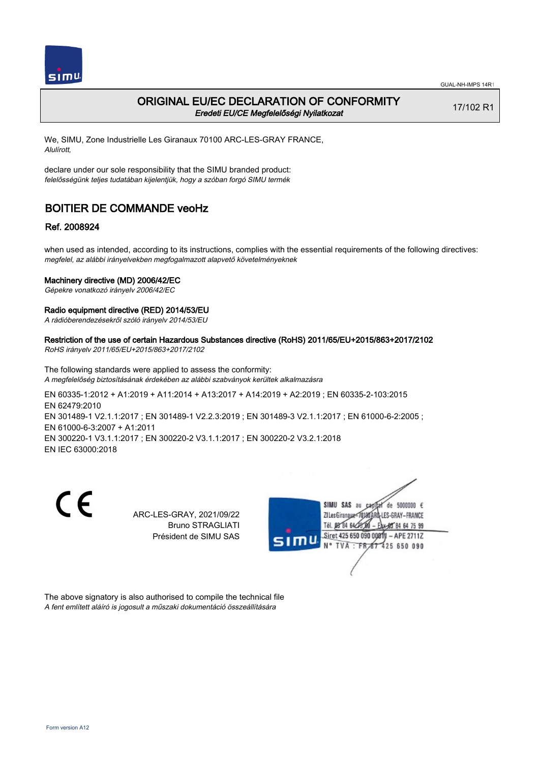GUAL-NH-IMPS 14R1

# ORIGINAL EU/EC DECLARATION OF CONFORMITY
*Eredeti EU/CE Megfelelőségi Nyilatkozat*

17/102 R1

We, SIMU, Zone Industrielle Les Giranaux 70100 ARC-LES-GRAY FRANCE,
*Alulírott,*

declare under our sole responsibility that the SIMU branded product:
*felelősségünk teljes tudatában kijelentjük, hogy a szóban forgó SIMU termék*

## BOITIER DE COMMANDE veoHz

### Ref. 2008924

when used as intended, according to its instructions, complies with the essential requirements of the following directives:
*megfelel, az alábbi irányelvekben megfogalmazott alapvető követelményeknek*

**Machinery directive (MD) 2006/42/EC**
*Gépekre vonatkozó irányelv 2006/42/EC*

**Radio equipment directive (RED) 2014/53/EU**
*A rádióberendezésekről szóló irányelv 2014/53/EU*

**Restriction of the use of certain Hazardous Substances directive (RoHS) 2011/65/EU+2015/863+2017/2102**
*RoHS irányelv 2011/65/EU+2015/863+2017/2102*

The following standards were applied to assess the conformity:
*A megfelelőség biztosításának érdekében az alábbi szabványok kerültek alkalmazásra*

EN 60335-1:2012 + A1:2019 + A11:2014 + A13:2017 + A14:2019 + A2:2019 ; EN 60335-2-103:2015
EN 62479:2010
EN 301489-1 V2.1.1:2017 ; EN 301489-1 V2.2.3:2019 ; EN 301489-3 V2.1.1:2017 ; EN 61000-6-2:2005 ;
EN 61000-6-3:2007 + A1:2011
EN 300220-1 V3.1.1:2017 ; EN 300220-2 V3.1.1:2017 ; EN 300220-2 V3.2.1:2018
EN IEC 63000:2018

CE

ARC-LES-GRAY, 2021/09/22
Bruno STRAGLIATI
Président de SIMU SAS

SIMU SAS au capital de 5000000 €
ZI Les Giranaux 70100 ARC-LES-GRAY-FRANCE
Tél. 03 84 64 75 00 – Fax 03 84 64 75 99
Siret 425 650 090 00011 – APE 2711Z
N° TVA : FR 87 425 650 090

The above signatory is also authorised to compile the technical file
*A fent említett aláíró is jogosult a műszaki dokumentáció összeállítására*

Form version A12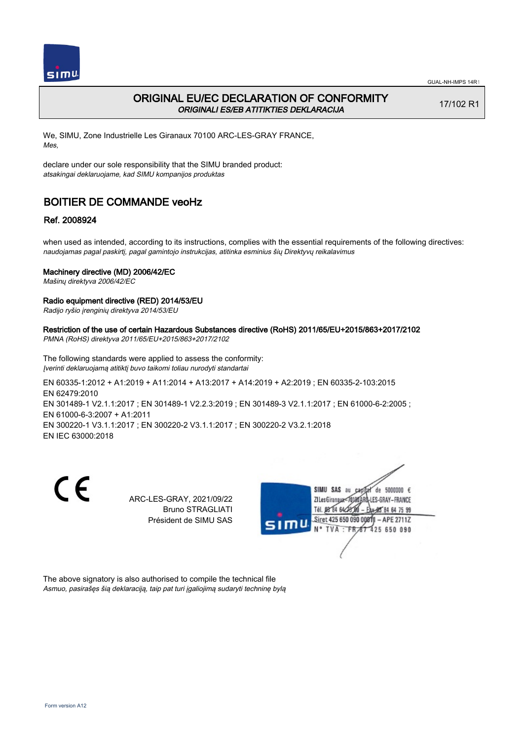GUAL-NH-IMPS 14R1

# ORIGINAL EU/EC DECLARATION OF CONFORMITY
*ORIGINALI ES/EB ATITIKTIES DEKLARACIJA*

17/102 R1

We, SIMU, Zone Industrielle Les Giranaux 70100 ARC-LES-GRAY FRANCE,
*Mes,*

declare under our sole responsibility that the SIMU branded product:
*atsakingai deklaruojame, kad SIMU kompanijos produktas*

## BOITIER DE COMMANDE veoHz

### Ref. 2008924

when used as intended, according to its instructions, complies with the essential requirements of the following directives:
*naudojamas pagal paskirtį, pagal gamintojo instrukcijas, atitinka esminius šių Direktyvų reikalavimus*

**Machinery directive (MD) 2006/42/EC**
*Mašinų direktyva 2006/42/EC*

**Radio equipment directive (RED) 2014/53/EU**
*Radijo ryšio įrenginių direktyva 2014/53/EU*

**Restriction of the use of certain Hazardous Substances directive (RoHS) 2011/65/EU+2015/863+2017/2102**
*PMNA (RoHS) direktyva 2011/65/EU+2015/863+2017/2102*

The following standards were applied to assess the conformity:
*Įverinti deklaruojamą atitiktį buvo taikomi toliau nurodyti standartai*

EN 60335-1:2012 + A1:2019 + A11:2014 + A13:2017 + A14:2019 + A2:2019 ; EN 60335-2-103:2015
EN 62479:2010
EN 301489-1 V2.1.1:2017 ; EN 301489-1 V2.2.3:2019 ; EN 301489-3 V2.1.1:2017 ; EN 61000-6-2:2005 ;
EN 61000-6-3:2007 + A1:2011
EN 300220-1 V3.1.1:2017 ; EN 300220-2 V3.1.1:2017 ; EN 300220-2 V3.2.1:2018
EN IEC 63000:2018

CE

ARC-LES-GRAY, 2021/09/22
Bruno STRAGLIATI
Président de SIMU SAS

SIMU SAS au capital de 5000000 €
ZI Les Giranaux 70100 ARC-LES-GRAY-FRANCE
Tél. 03 84 64 75 00 – Fax 03 84 64 75 99
Siret 425 650 090 00011 – APE 2711Z
N° TVA : FR 87 425 650 090

The above signatory is also authorised to compile the technical file
*Asmuo, pasirašęs šią deklaraciją, taip pat turi įgaliojimą sudaryti techninę bylą*

Form version A12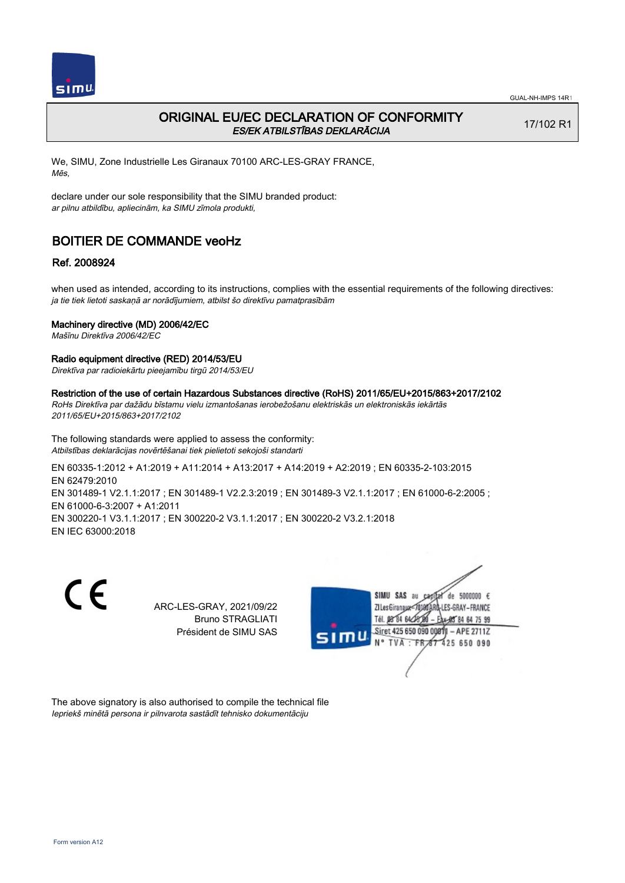# ORIGINAL EU/EC DECLARATION OF CONFORMITY

*ES/EK ATBILSTĪBAS DEKLARĀCIJA*

17/102 R1

We, SIMU, Zone Industrielle Les Giranaux 70100 ARC-LES-GRAY FRANCE,
*Mēs,*

declare under our sole responsibility that the SIMU branded product:
*ar pilnu atbildību, apliecinām, ka SIMU zīmola produkti,*

## BOITIER DE COMMANDE veoHz

### Ref. 2008924

when used as intended, according to its instructions, complies with the essential requirements of the following directives:
*ja tie tiek lietoti saskaņā ar norādījumiem, atbilst šo direktīvu pamatprasībām*

**Machinery directive (MD) 2006/42/EC**
*Mašīnu Direktīva 2006/42/EC*

**Radio equipment directive (RED) 2014/53/EU**
*Direktīva par radioiekārtu pieejamību tirgū 2014/53/EU*

**Restriction of the use of certain Hazardous Substances directive (RoHS) 2011/65/EU+2015/863+2017/2102**
*RoHs Direktīva par dažādu bīstamu vielu izmantošanas ierobežošanu elektriskās un elektroniskās iekārtās 2011/65/EU+2015/863+2017/2102*

The following standards were applied to assess the conformity:
*Atbilstības deklarācijas novērtēšanai tiek pielietoti sekojoši standarti*

EN 60335-1:2012 + A1:2019 + A11:2014 + A13:2017 + A14:2019 + A2:2019 ; EN 60335-2-103:2015
EN 62479:2010
EN 301489-1 V2.1.1:2017 ; EN 301489-1 V2.2.3:2019 ; EN 301489-3 V2.1.1:2017 ; EN 61000-6-2:2005 ;
EN 61000-6-3:2007 + A1:2011
EN 300220-1 V3.1.1:2017 ; EN 300220-2 V3.1.1:2017 ; EN 300220-2 V3.2.1:2018
EN IEC 63000:2018

ARC-LES-GRAY, 2021/09/22
Bruno STRAGLIATI
Président de SIMU SAS

SIMU SAS au capital de 5000000 €
ZI Les Giranaux 70100 ARC-LES-GRAY-FRANCE
Tél. 03 84 64 75 00 – Fax 03 84 64 75 99
Siret 425 650 090 00011 – APE 2711Z
N° TVA : FR 87 425 650 090

The above signatory is also authorised to compile the technical file
*Iepriekš minētā persona ir pilnvarota sastādīt tehnisko dokumentāciju*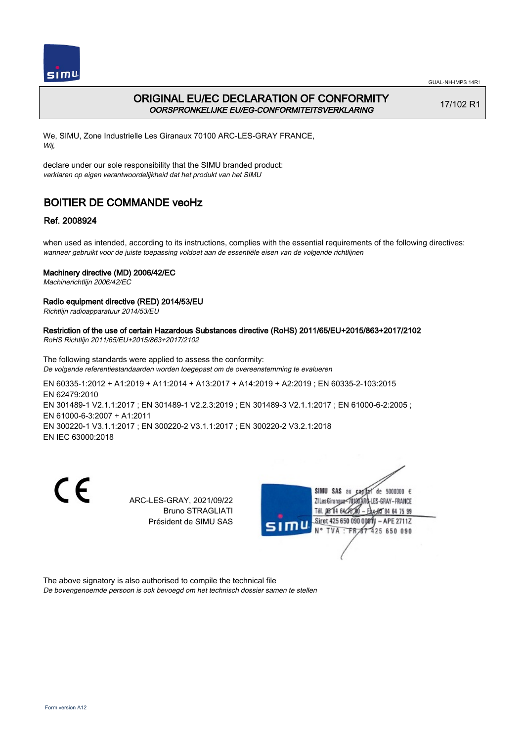GUAL-NH-IMPS 14R1

# ORIGINAL EU/EC DECLARATION OF CONFORMITY
*OORSPRONKELIJKE EU/EG-CONFORMITEITSVERKLARING*

17/102 R1

We, SIMU, Zone Industrielle Les Giranaux 70100 ARC-LES-GRAY FRANCE,
*Wij,*

declare under our sole responsibility that the SIMU branded product:
*verklaren op eigen verantwoordelijkheid dat het produkt van het SIMU*

## BOITIER DE COMMANDE veoHz

### Ref. 2008924

when used as intended, according to its instructions, complies with the essential requirements of the following directives:
*wanneer gebruikt voor de juiste toepassing voldoet aan de essentiële eisen van de volgende richtlijnen*

**Machinery directive (MD) 2006/42/EC**
*Machinerichtlijn 2006/42/EC*

**Radio equipment directive (RED) 2014/53/EU**
*Richtlijn radioapparatuur 2014/53/EU*

**Restriction of the use of certain Hazardous Substances directive (RoHS) 2011/65/EU+2015/863+2017/2102**
*RoHS Richtlijn 2011/65/EU+2015/863+2017/2102*

The following standards were applied to assess the conformity:
*De volgende referentiestandaarden worden toegepast om de overeenstemming te evalueren*

EN 60335-1:2012 + A1:2019 + A11:2014 + A13:2017 + A14:2019 + A2:2019 ; EN 60335-2-103:2015
EN 62479:2010
EN 301489-1 V2.1.1:2017 ; EN 301489-1 V2.2.3:2019 ; EN 301489-3 V2.1.1:2017 ; EN 61000-6-2:2005 ;
EN 61000-6-3:2007 + A1:2011
EN 300220-1 V3.1.1:2017 ; EN 300220-2 V3.1.1:2017 ; EN 300220-2 V3.2.1:2018
EN IEC 63000:2018

CE

ARC-LES-GRAY, 2021/09/22
Bruno STRAGLIATI
Président de SIMU SAS

SIMU SAS au capital de 5000000 €
ZI Les Giranaux 70100 ARC-LES-GRAY-FRANCE
Tél. 03 84 64 75 00 – Fax 03 84 64 75 99
Siret 425 650 090 00011 – APE 2711Z
N° TVA : FR 67 425 650 090

The above signatory is also authorised to compile the technical file
*De bovengenoemde persoon is ook bevoegd om het technisch dossier samen te stellen*

Form version A12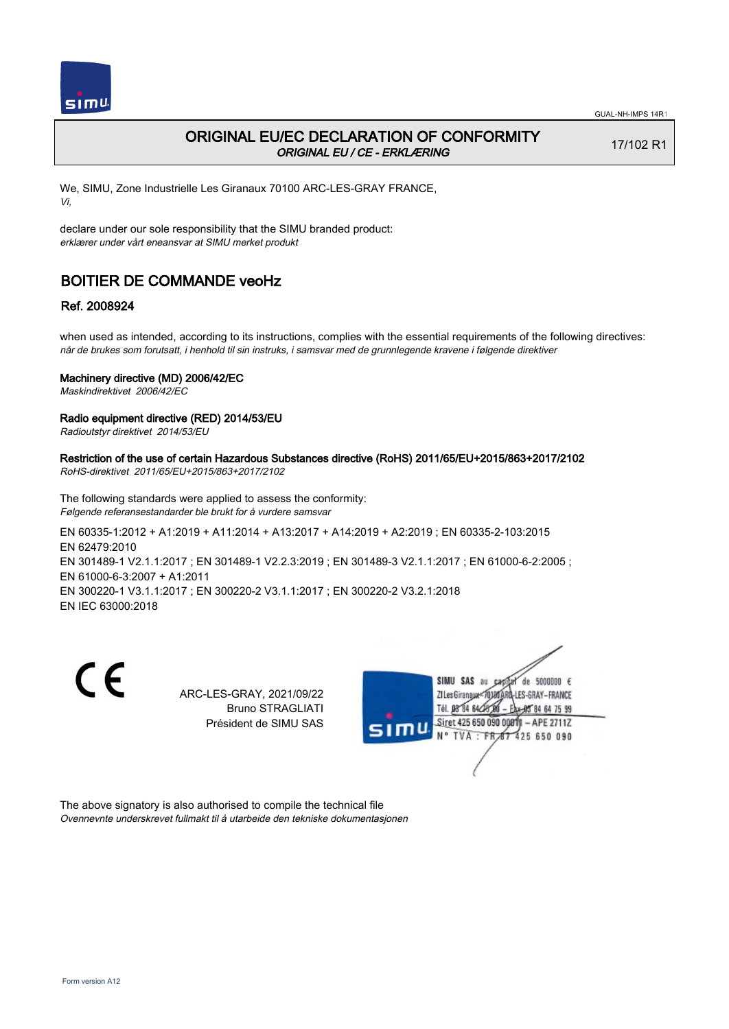# ORIGINAL EU/EC DECLARATION OF CONFORMITY

*ORIGINAL EU / CE - ERKLÆRING*

17/102 R1

We, SIMU, Zone Industrielle Les Giranaux 70100 ARC-LES-GRAY FRANCE,
*Vi,*

declare under our sole responsibility that the SIMU branded product:
*erklærer under vårt eneansvar at SIMU merket produkt*

## BOITIER DE COMMANDE veoHz

### Ref. 2008924

when used as intended, according to its instructions, complies with the essential requirements of the following directives:
*når de brukes som forutsatt, i henhold til sin instruks, i samsvar med de grunnlegende kravene i følgende direktiver*

**Machinery directive (MD) 2006/42/EC**
*Maskindirektivet 2006/42/EC*

**Radio equipment directive (RED) 2014/53/EU**
*Radioutstyr direktivet 2014/53/EU*

**Restriction of the use of certain Hazardous Substances directive (RoHS) 2011/65/EU+2015/863+2017/2102**
*RoHS-direktivet 2011/65/EU+2015/863+2017/2102*

The following standards were applied to assess the conformity:
*Følgende referansestandarder ble brukt for å vurdere samsvar*

EN 60335-1:2012 + A1:2019 + A11:2014 + A13:2017 + A14:2019 + A2:2019 ; EN 60335-2-103:2015
EN 62479:2010
EN 301489-1 V2.1.1:2017 ; EN 301489-1 V2.2.3:2019 ; EN 301489-3 V2.1.1:2017 ; EN 61000-6-2:2005 ;
EN 61000-6-3:2007 + A1:2011
EN 300220-1 V3.1.1:2017 ; EN 300220-2 V3.1.1:2017 ; EN 300220-2 V3.2.1:2018
EN IEC 63000:2018

CE

ARC-LES-GRAY, 2021/09/22
Bruno STRAGLIATI
Président de SIMU SAS

SIMU SAS au capital de 5000000 €
ZI Les Giranaux 70100 ARC-LES-GRAY-FRANCE
Tél. 03 84 64 75 00 – Fax 03 84 64 75 99
Siret 425 650 090 00811 – APE 2711Z
N° TVA : FR 87 425 650 090

The above signatory is also authorised to compile the technical file
*Ovennevnte underskrevet fullmakt til å utarbeide den tekniske dokumentasjonen*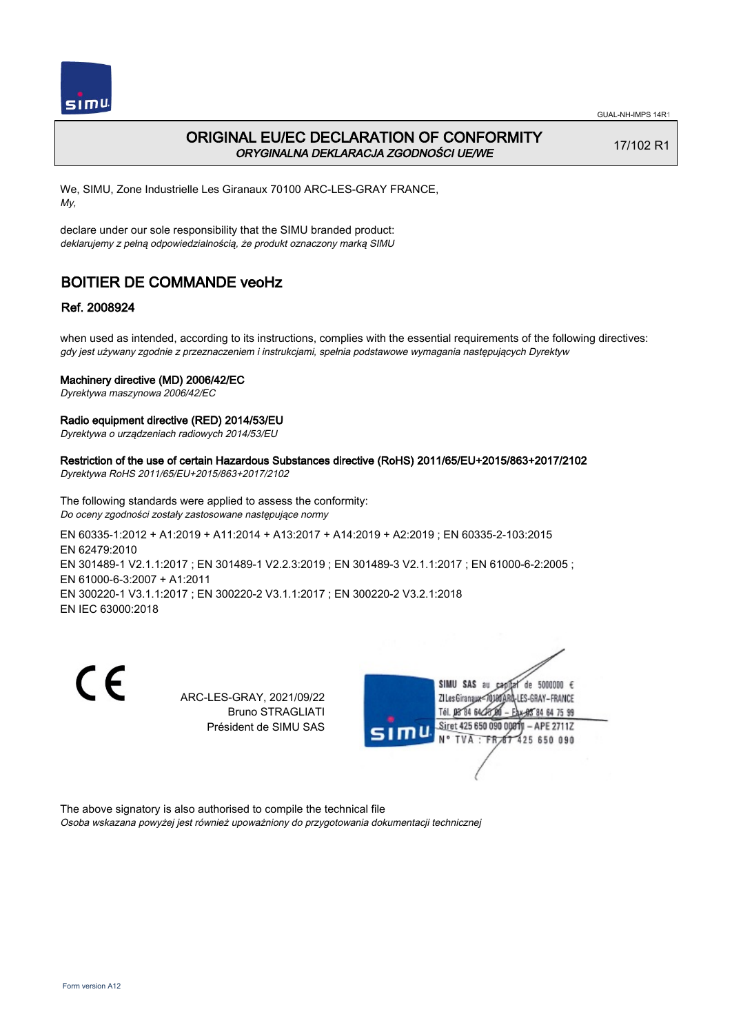GUAL-NH-IMPS 14R1

# ORIGINAL EU/EC DECLARATION OF CONFORMITY

*ORYGINALNA DEKLARACJA ZGODNOŚCI UE/WE*

17/102 R1

We, SIMU, Zone Industrielle Les Giranaux 70100 ARC-LES-GRAY FRANCE,
*My,*

declare under our sole responsibility that the SIMU branded product:
*deklarujemy z pełną odpowiedzialnością, że produkt oznaczony marką SIMU*

## BOITIER DE COMMANDE veoHz

### Ref. 2008924

when used as intended, according to its instructions, complies with the essential requirements of the following directives:
*gdy jest używany zgodnie z przeznaczeniem i instrukcjami, spełnia podstawowe wymagania następujących Dyrektyw*

**Machinery directive (MD) 2006/42/EC**
*Dyrektywa maszynowa 2006/42/EC*

**Radio equipment directive (RED) 2014/53/EU**
*Dyrektywa o urządzeniach radiowych 2014/53/EU*

**Restriction of the use of certain Hazardous Substances directive (RoHS) 2011/65/EU+2015/863+2017/2102**
*Dyrektywa RoHS 2011/65/EU+2015/863+2017/2102*

The following standards were applied to assess the conformity:
*Do oceny zgodności zostały zastosowane następujące normy*

EN 60335-1:2012 + A1:2019 + A11:2014 + A13:2017 + A14:2019 + A2:2019 ; EN 60335-2-103:2015
EN 62479:2010
EN 301489-1 V2.1.1:2017 ; EN 301489-1 V2.2.3:2019 ; EN 301489-3 V2.1.1:2017 ; EN 61000-6-2:2005 ;
EN 61000-6-3:2007 + A1:2011
EN 300220-1 V3.1.1:2017 ; EN 300220-2 V3.1.1:2017 ; EN 300220-2 V3.2.1:2018
EN IEC 63000:2018

CE

ARC-LES-GRAY, 2021/09/22
Bruno STRAGLIATI
Président de SIMU SAS

SIMU SAS au capital de 5000000 €
ZI Les Giranaux 70100 ARC-LES-GRAY-FRANCE
Tél. 03 84 64 75 00 – Fax 03 84 64 75 99
Siret 425 650 090 00011 – APE 2711Z
N° TVA : FR 87 425 650 090

The above signatory is also authorised to compile the technical file
*Osoba wskazana powyżej jest również upoważniony do przygotowania dokumentacji technicznej*

Form version A12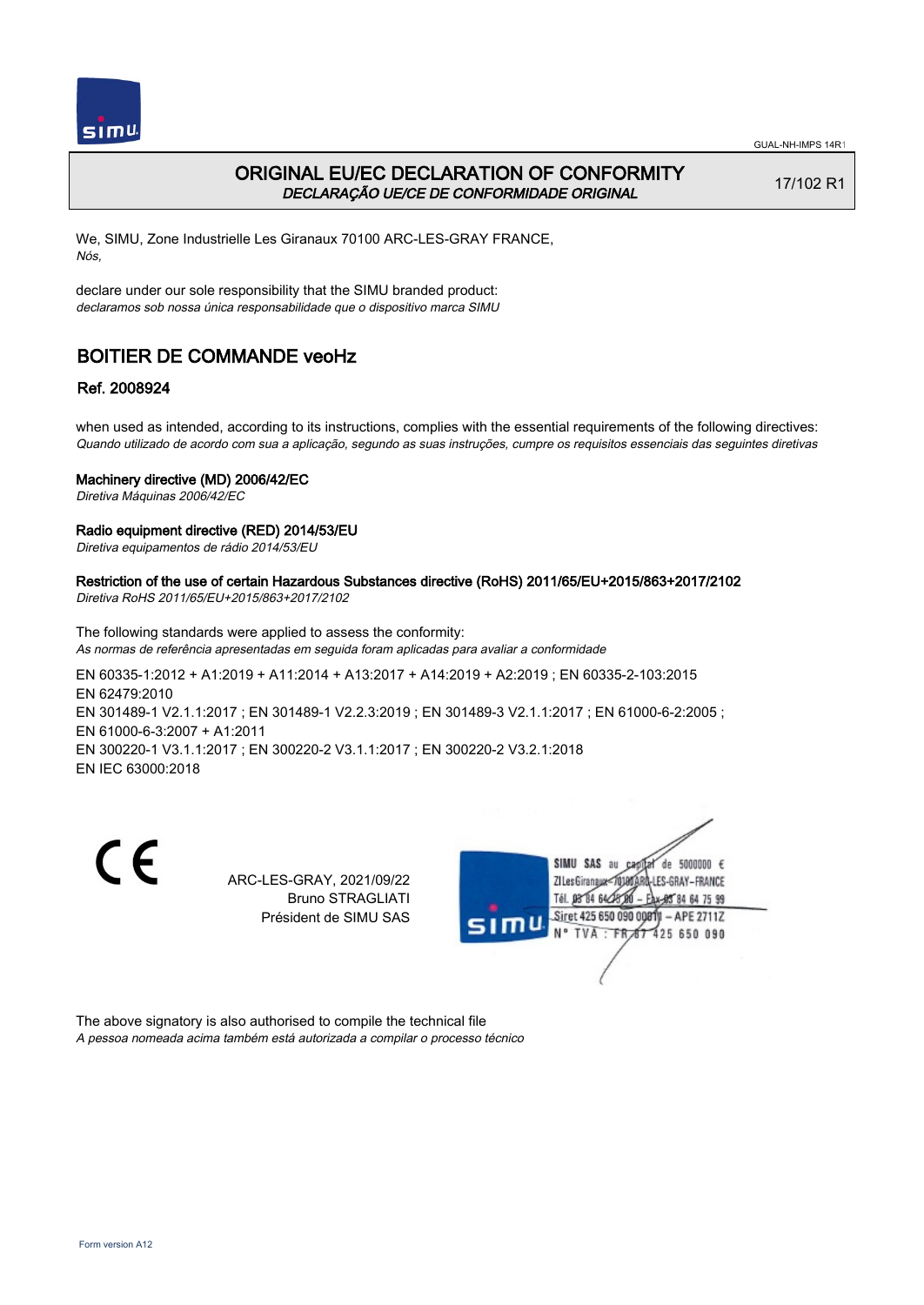# ORIGINAL EU/EC DECLARATION OF CONFORMITY
*DECLARAÇÃO UE/CE DE CONFORMIDADE ORIGINAL*

17/102 R1

We, SIMU, Zone Industrielle Les Giranaux 70100 ARC-LES-GRAY FRANCE,
*Nós,*

declare under our sole responsibility that the SIMU branded product:
*declaramos sob nossa única responsabilidade que o dispositivo marca SIMU*

## BOITIER DE COMMANDE veoHz

### Ref. 2008924

when used as intended, according to its instructions, complies with the essential requirements of the following directives:
*Quando utilizado de acordo com sua a aplicação, segundo as suas instruções, cumpre os requisitos essenciais das seguintes diretivas*

**Machinery directive (MD) 2006/42/EC**
*Diretiva Máquinas 2006/42/EC*

**Radio equipment directive (RED) 2014/53/EU**
*Diretiva equipamentos de rádio 2014/53/EU*

**Restriction of the use of certain Hazardous Substances directive (RoHS) 2011/65/EU+2015/863+2017/2102**
*Diretiva RoHS 2011/65/EU+2015/863+2017/2102*

The following standards were applied to assess the conformity:
*As normas de referência apresentadas em seguida foram aplicadas para avaliar a conformidade*

EN 60335-1:2012 + A1:2019 + A11:2014 + A13:2017 + A14:2019 + A2:2019 ; EN 60335-2-103:2015
EN 62479:2010
EN 301489-1 V2.1.1:2017 ; EN 301489-1 V2.2.3:2019 ; EN 301489-3 V2.1.1:2017 ; EN 61000-6-2:2005 ;
EN 61000-6-3:2007 + A1:2011
EN 300220-1 V3.1.1:2017 ; EN 300220-2 V3.1.1:2017 ; EN 300220-2 V3.2.1:2018
EN IEC 63000:2018

ARC-LES-GRAY, 2021/09/22
Bruno STRAGLIATI
Président de SIMU SAS

SIMU SAS au capital de 5000000 €
ZI Les Giranaux 70100 ARC-LES-GRAY-FRANCE
Tél. 03 84 64 75 00 – Fax 03 84 64 75 99
Siret 425 650 090 00011 – APE 2711Z
N° TVA : FR 87 425 650 090

The above signatory is also authorised to compile the technical file
*A pessoa nomeada acima também está autorizada a compilar o processo técnico*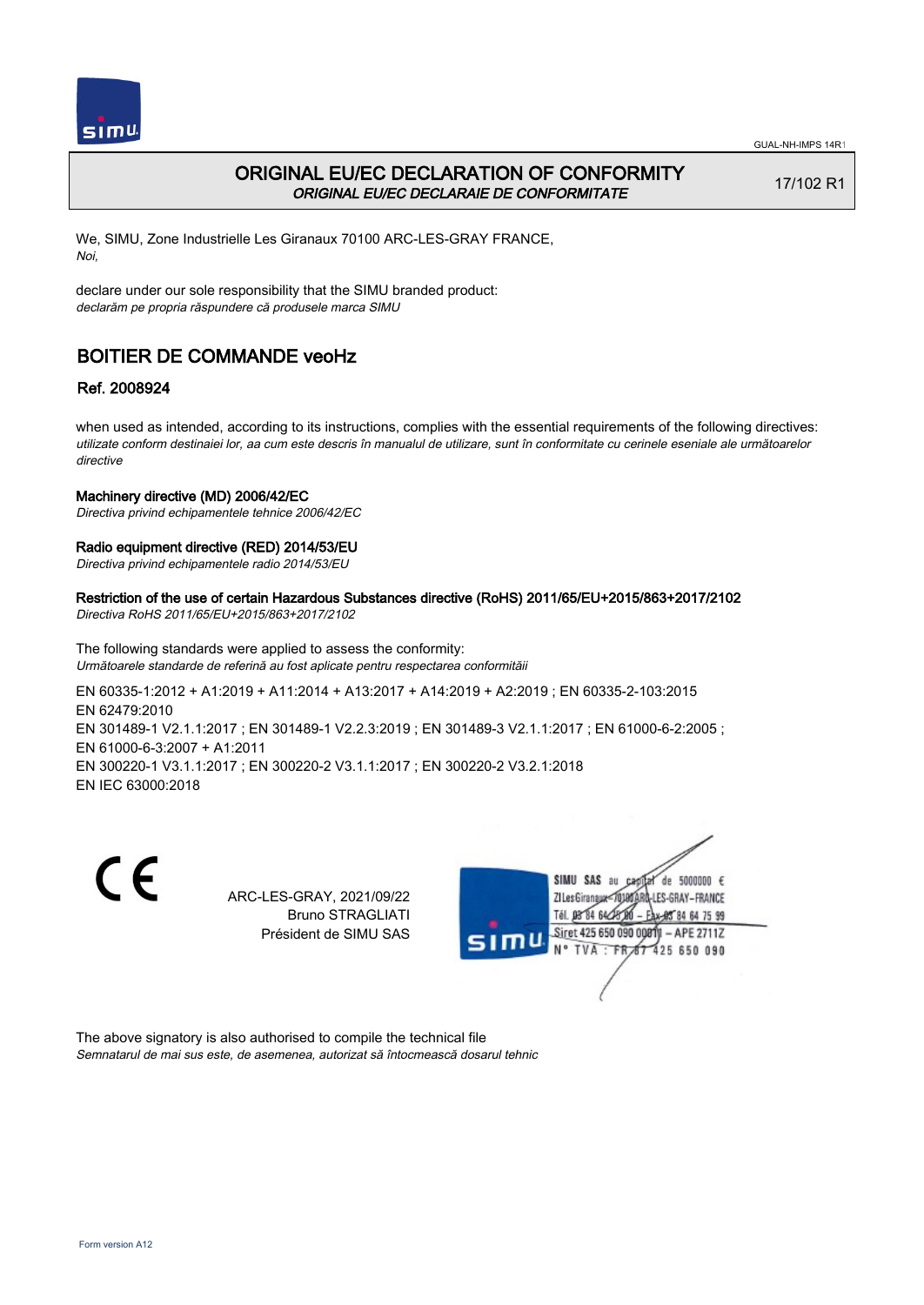# ORIGINAL EU/EC DECLARATION OF CONFORMITY

*ORIGINAL EU/EC DECLARAIE DE CONFORMITATE*

17/102 R1

We, SIMU, Zone Industrielle Les Giranaux 70100 ARC-LES-GRAY FRANCE,
*Noi,*

declare under our sole responsibility that the SIMU branded product:
*declarăm pe propria răspundere că produsele marca SIMU*

## BOITIER DE COMMANDE veoHz

### Ref. 2008924

when used as intended, according to its instructions, complies with the essential requirements of the following directives:
*utilizate conform destinaiei lor, aa cum este descris în manualul de utilizare, sunt în conformitate cu cerinele eseniale ale următoarelor directive*

**Machinery directive (MD) 2006/42/EC**
*Directiva privind echipamentele tehnice 2006/42/EC*

**Radio equipment directive (RED) 2014/53/EU**
*Directiva privind echipamentele radio 2014/53/EU*

**Restriction of the use of certain Hazardous Substances directive (RoHS) 2011/65/EU+2015/863+2017/2102**
*Directiva RoHS 2011/65/EU+2015/863+2017/2102*

The following standards were applied to assess the conformity:
*Următoarele standarde de referină au fost aplicate pentru respectarea conformităii*

EN 60335-1:2012 + A1:2019 + A11:2014 + A13:2017 + A14:2019 + A2:2019 ; EN 60335-2-103:2015
EN 62479:2010
EN 301489-1 V2.1.1:2017 ; EN 301489-1 V2.2.3:2019 ; EN 301489-3 V2.1.1:2017 ; EN 61000-6-2:2005 ;
EN 61000-6-3:2007 + A1:2011
EN 300220-1 V3.1.1:2017 ; EN 300220-2 V3.1.1:2017 ; EN 300220-2 V3.2.1:2018
EN IEC 63000:2018

ARC-LES-GRAY, 2021/09/22
Bruno STRAGLIATI
Président de SIMU SAS

SIMU SAS au capital de 5000000 €
ZI Les Giranaux - 70100 ARC-LES-GRAY - FRANCE
Tél. 03 84 64 75 00 - Fax 03 84 64 75 99
Siret 425 650 090 00011 - APE 2711Z
N° TVA : FR 87 425 650 090

The above signatory is also authorised to compile the technical file
*Semnatarul de mai sus este, de asemenea, autorizat să întocmească dosarul tehnic*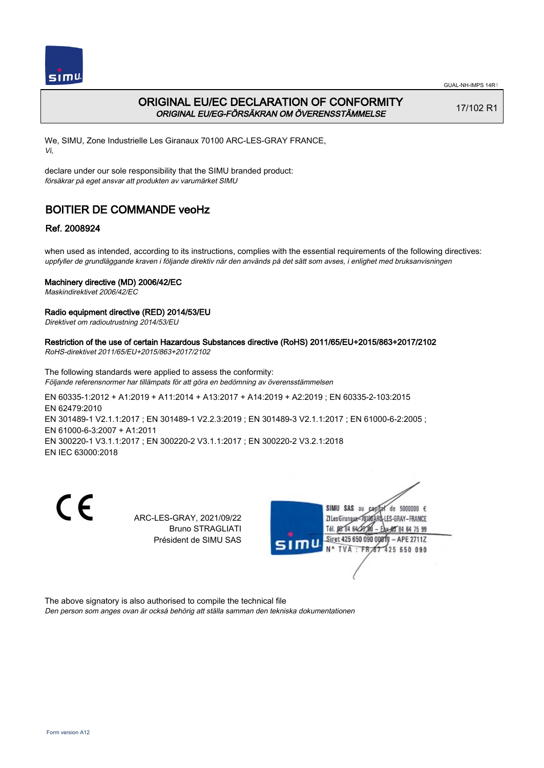# ORIGINAL EU/EC DECLARATION OF CONFORMITY
*ORIGINAL EU/EG-FÖRSÄKRAN OM ÖVERENSSTÄMMELSE*

17/102 R1

We, SIMU, Zone Industrielle Les Giranaux 70100 ARC-LES-GRAY FRANCE,
*Vi,*

declare under our sole responsibility that the SIMU branded product:
*försäkrar på eget ansvar att produkten av varumärket SIMU*

## BOITIER DE COMMANDE veoHz

### Ref. 2008924

when used as intended, according to its instructions, complies with the essential requirements of the following directives:
*uppfyller de grundläggande kraven i följande direktiv när den används på det sätt som avses, i enlighet med bruksanvisningen*

**Machinery directive (MD) 2006/42/EC**
*Maskindirektivet 2006/42/EC*

**Radio equipment directive (RED) 2014/53/EU**
*Direktivet om radioutrustning 2014/53/EU*

**Restriction of the use of certain Hazardous Substances directive (RoHS) 2011/65/EU+2015/863+2017/2102**
*RoHS-direktivet 2011/65/EU+2015/863+2017/2102*

The following standards were applied to assess the conformity:
*Följande referensnormer har tillämpats för att göra en bedömning av överensstämmelsen*

EN 60335-1:2012 + A1:2019 + A11:2014 + A13:2017 + A14:2019 + A2:2019 ; EN 60335-2-103:2015
EN 62479:2010
EN 301489-1 V2.1.1:2017 ; EN 301489-1 V2.2.3:2019 ; EN 301489-3 V2.1.1:2017 ; EN 61000-6-2:2005 ;
EN 61000-6-3:2007 + A1:2011
EN 300220-1 V3.1.1:2017 ; EN 300220-2 V3.1.1:2017 ; EN 300220-2 V3.2.1:2018
EN IEC 63000:2018

ARC-LES-GRAY, 2021/09/22
Bruno STRAGLIATI
Président de SIMU SAS

SIMU SAS au capital de 5000000 €
ZI Les Giranaux 70100 ARC-LES-GRAY-FRANCE
Tél. 03 84 64 75 00 – Fax 03 84 64 75 99
Siret 425 650 090 00011 – APE 2711Z
N° TVA : FR 87 425 650 090

The above signatory is also authorised to compile the technical file
*Den person som anges ovan är också behörig att ställa samman den tekniska dokumentationen*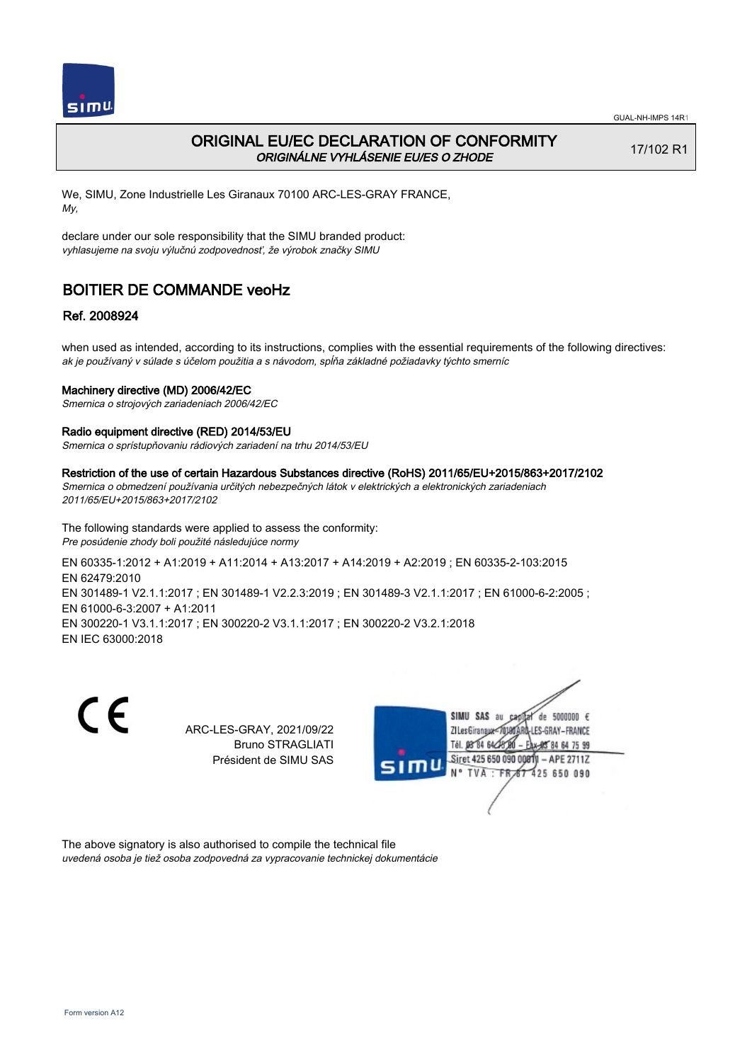GUAL-NH-IMPS 14R1

# ORIGINAL EU/EC DECLARATION OF CONFORMITY
*ORIGINÁLNE VYHLÁSENIE EU/ES O ZHODE*

17/102 R1

We, SIMU, Zone Industrielle Les Giranaux 70100 ARC-LES-GRAY FRANCE,
*My,*

declare under our sole responsibility that the SIMU branded product:
*vyhlasujeme na svoju výlučnú zodpovednosť, že výrobok značky SIMU*

## BOITIER DE COMMANDE veoHz

### Ref. 2008924

when used as intended, according to its instructions, complies with the essential requirements of the following directives:
*ak je používaný v súlade s účelom použitia a s návodom, spĺňa základné požiadavky týchto smerníc*

**Machinery directive (MD) 2006/42/EC**
*Smernica o strojových zariadeniach 2006/42/EC*

**Radio equipment directive (RED) 2014/53/EU**
*Smernica o sprístupňovaniu rádiových zariadení na trhu 2014/53/EU*

**Restriction of the use of certain Hazardous Substances directive (RoHS) 2011/65/EU+2015/863+2017/2102**
*Smernica o obmedzení používania určitých nebezpečných látok v elektrických a elektronických zariadeniach 2011/65/EU+2015/863+2017/2102*

The following standards were applied to assess the conformity:
*Pre posúdenie zhody boli použité následujúce normy*

EN 60335-1:2012 + A1:2019 + A11:2014 + A13:2017 + A14:2019 + A2:2019 ; EN 60335-2-103:2015
EN 62479:2010
EN 301489-1 V2.1.1:2017 ; EN 301489-1 V2.2.3:2019 ; EN 301489-3 V2.1.1:2017 ; EN 61000-6-2:2005 ;
EN 61000-6-3:2007 + A1:2011
EN 300220-1 V3.1.1:2017 ; EN 300220-2 V3.1.1:2017 ; EN 300220-2 V3.2.1:2018
EN IEC 63000:2018

CE

ARC-LES-GRAY, 2021/09/22
Bruno STRAGLIATI
Président de SIMU SAS

SIMU SAS au capital de 5000000 €
ZI Les Giranaux 70100 ARC-LES-GRAY-FRANCE
Tél. 03 84 64 75 00 – Fax 03 84 64 75 99
Siret 425 650 090 00011 – APE 2711Z
N° TVA : FR 87 425 650 090

The above signatory is also authorised to compile the technical file
*uvedená osoba je tiež osoba zodpovedná za vypracovanie technickej dokumentácie*

Form version A12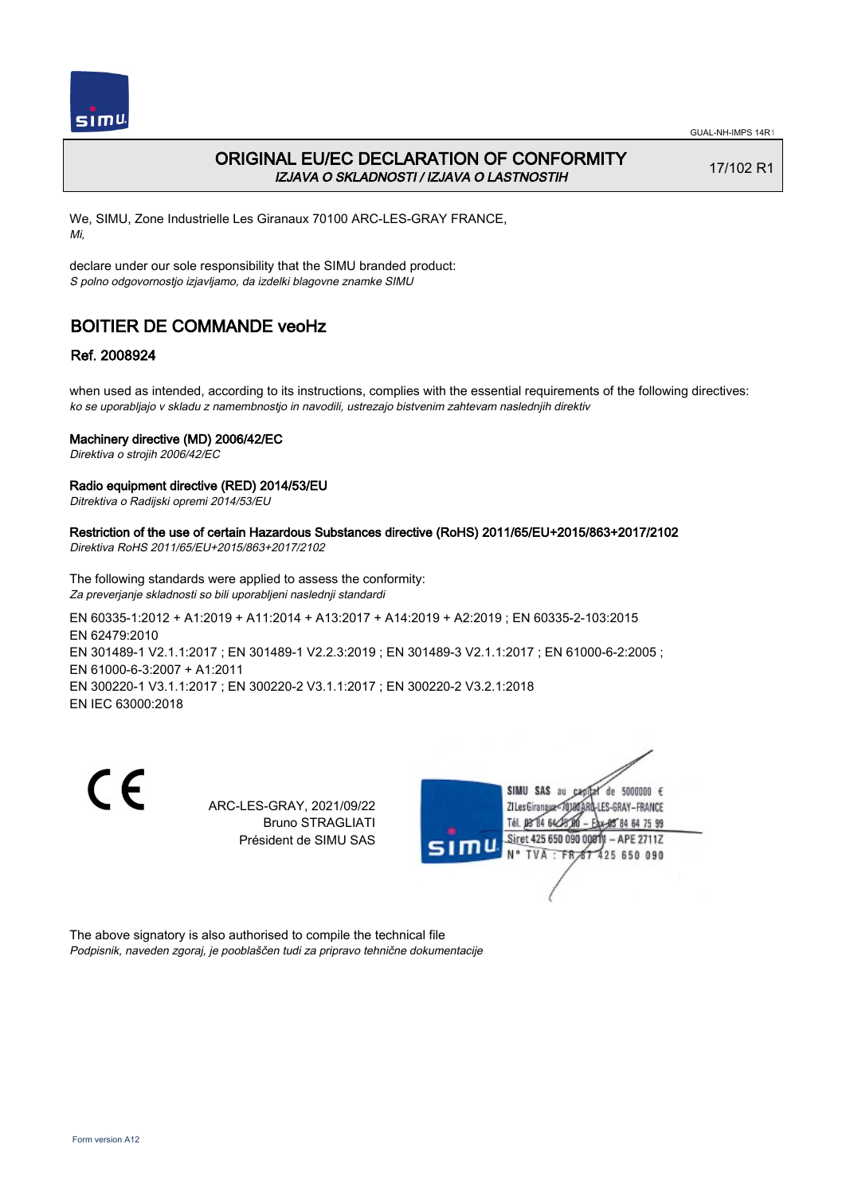GUAL-NH-IMPS 14R1

# ORIGINAL EU/EC DECLARATION OF CONFORMITY

*IZJAVA O SKLADNOSTI / IZJAVA O LASTNOSTIH*

17/102 R1

We, SIMU, Zone Industrielle Les Giranaux 70100 ARC-LES-GRAY FRANCE,
*Mi,*

declare under our sole responsibility that the SIMU branded product:
*S polno odgovornostjo izjavljamo, da izdelki blagovne znamke SIMU*

## BOITIER DE COMMANDE veoHz

### Ref. 2008924

when used as intended, according to its instructions, complies with the essential requirements of the following directives:
*ko se uporabljajo v skladu z namembnostjo in navodili, ustrezajo bistvenim zahtevam naslednjih direktiv*

**Machinery directive (MD) 2006/42/EC**
*Direktiva o strojih 2006/42/EC*

**Radio equipment directive (RED) 2014/53/EU**
*Ditrektiva o Radijski opremi 2014/53/EU*

**Restriction of the use of certain Hazardous Substances directive (RoHS) 2011/65/EU+2015/863+2017/2102**
*Direktiva RoHS 2011/65/EU+2015/863+2017/2102*

The following standards were applied to assess the conformity:
*Za preverjanje skladnosti so bili uporabljeni naslednji standardi*

EN 60335-1:2012 + A1:2019 + A11:2014 + A13:2017 + A14:2019 + A2:2019 ; EN 60335-2-103:2015
EN 62479:2010
EN 301489-1 V2.1.1:2017 ; EN 301489-1 V2.2.3:2019 ; EN 301489-3 V2.1.1:2017 ; EN 61000-6-2:2005 ;
EN 61000-6-3:2007 + A1:2011
EN 300220-1 V3.1.1:2017 ; EN 300220-2 V3.1.1:2017 ; EN 300220-2 V3.2.1:2018
EN IEC 63000:2018

CE

ARC-LES-GRAY, 2021/09/22
Bruno STRAGLIATI
Président de SIMU SAS

SIMU SAS au capital de 5000000 €
ZI Les Giranaux 70100 ARC-LES-GRAY-FRANCE
Tél. 03 84 64 75 00 – Fax 03 84 64 75 99
Siret 425 650 090 00011 – APE 2711Z
N° TVA : FR 87 425 650 090

The above signatory is also authorised to compile the technical file
*Podpisnik, naveden zgoraj, je pooblaščen tudi za pripravo tehnične dokumentacije*

Form version A12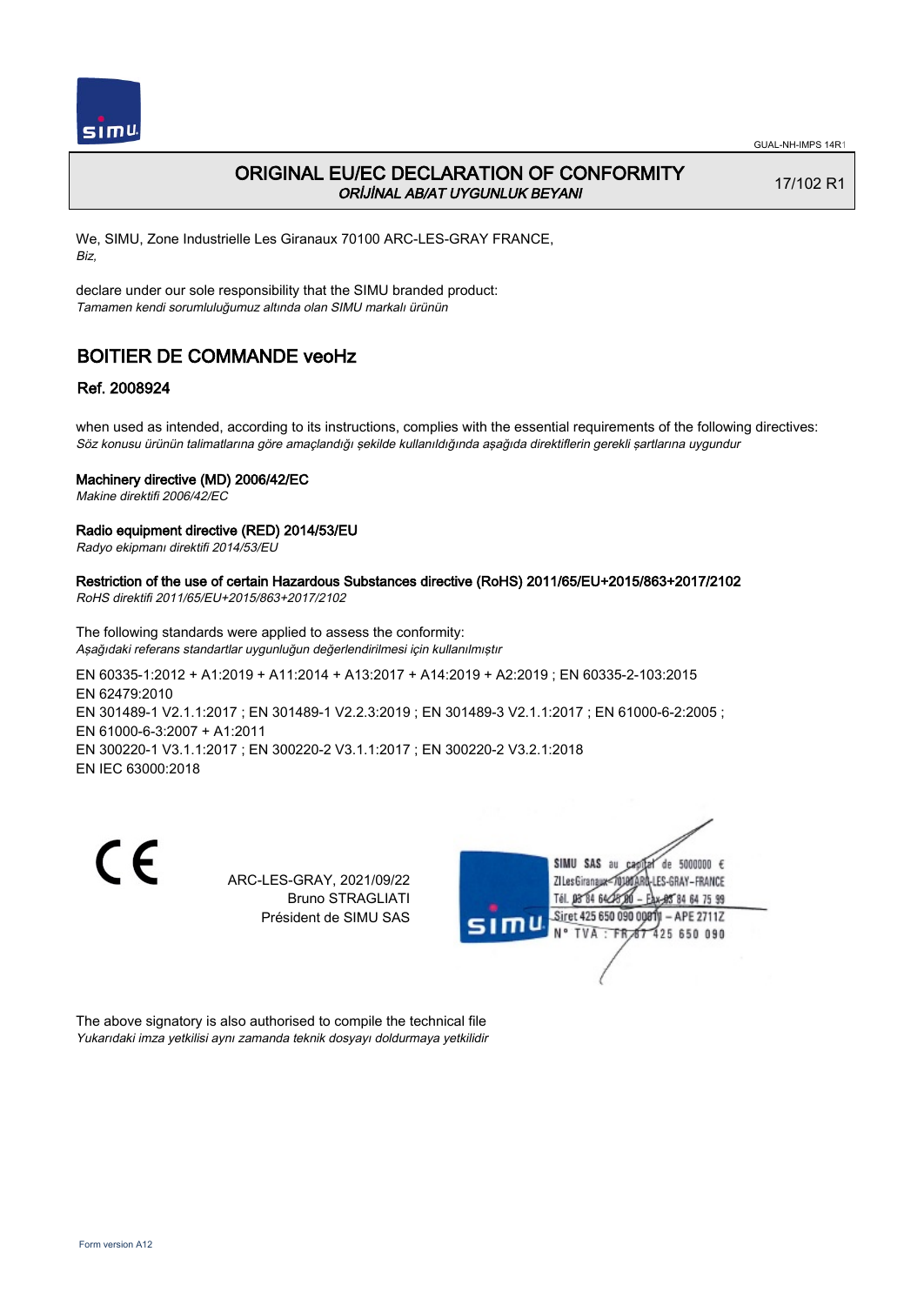GUAL-NH-IMPS 14R1

# ORIGINAL EU/EC DECLARATION OF CONFORMITY

*ORİJİNAL AB/AT UYGUNLUK BEYANI*

17/102 R1

We, SIMU, Zone Industrielle Les Giranaux 70100 ARC-LES-GRAY FRANCE,
*Biz,*

declare under our sole responsibility that the SIMU branded product:
*Tamamen kendi sorumluluğumuz altında olan SIMU markalı ürünün*

## BOITIER DE COMMANDE veoHz

### Ref. 2008924

when used as intended, according to its instructions, complies with the essential requirements of the following directives:
*Söz konusu ürünün talimatlarına göre amaçlandığı şekilde kullanıldığında aşağıda direktiflerin gerekli şartlarına uygundur*

**Machinery directive (MD) 2006/42/EC**
*Makine direktifi 2006/42/EC*

**Radio equipment directive (RED) 2014/53/EU**
*Radyo ekipmanı direktifi 2014/53/EU*

**Restriction of the use of certain Hazardous Substances directive (RoHS) 2011/65/EU+2015/863+2017/2102**
*RoHS direktifi 2011/65/EU+2015/863+2017/2102*

The following standards were applied to assess the conformity:
*Aşağıdaki referans standartlar uygunluğun değerlendirilmesi için kullanılmıştır*

EN 60335-1:2012 + A1:2019 + A11:2014 + A13:2017 + A14:2019 + A2:2019 ; EN 60335-2-103:2015
EN 62479:2010
EN 301489-1 V2.1.1:2017 ; EN 301489-1 V2.2.3:2019 ; EN 301489-3 V2.1.1:2017 ; EN 61000-6-2:2005 ;
EN 61000-6-3:2007 + A1:2011
EN 300220-1 V3.1.1:2017 ; EN 300220-2 V3.1.1:2017 ; EN 300220-2 V3.2.1:2018
EN IEC 63000:2018

CE

ARC-LES-GRAY, 2021/09/22
Bruno STRAGLIATI
Président de SIMU SAS

SIMU SAS au capital de 5000000 €
ZI Les Giranaux 70100 ARC-LES-GRAY-FRANCE
Tél. 03 84 64 75 00 – Fax 03 84 64 75 99
Siret 425 650 090 00011 – APE 2711Z
N° TVA : FR 87 425 650 090

The above signatory is also authorised to compile the technical file
*Yukarıdaki imza yetkilisi aynı zamanda teknik dosyayı doldurmaya yetkilidir*

Form version A12